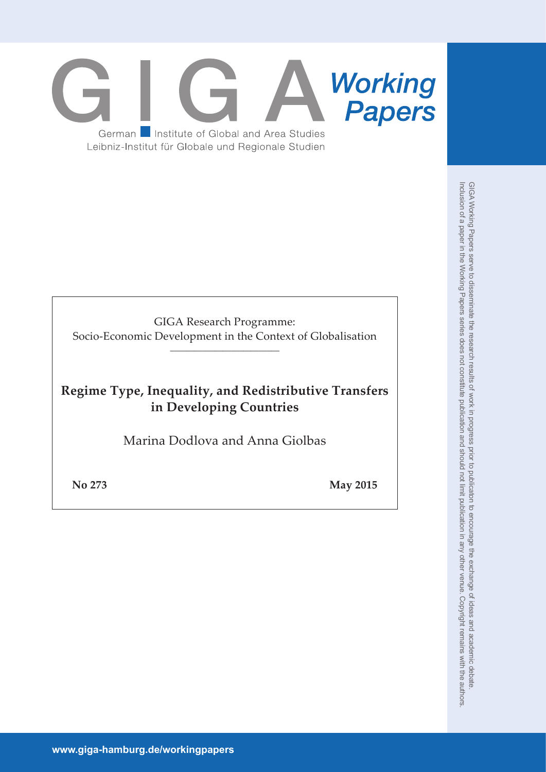GIGA Working Papers

German Institute of Global and Area Studies
Leibniz-Institut für Globale und Regionale Studien

GIGA Research Programme:
Socio-Economic Development in the Context of Globalisation

---

# Regime Type, Inequality, and Redistributive Transfers in Developing Countries

Marina Dodlova and Anna Giolbas

**No 273** **May 2015**

GIGA Working Papers serve to disseminate the research results of work in progress prior to publicaton to encourage the exchange of ideas and academic debate. Inclusion of a paper in the Working Papers series does not constitute publication and should not limit publication in any other venue. Copyright remains with the authors.

www.giga-hamburg.de/workingpapers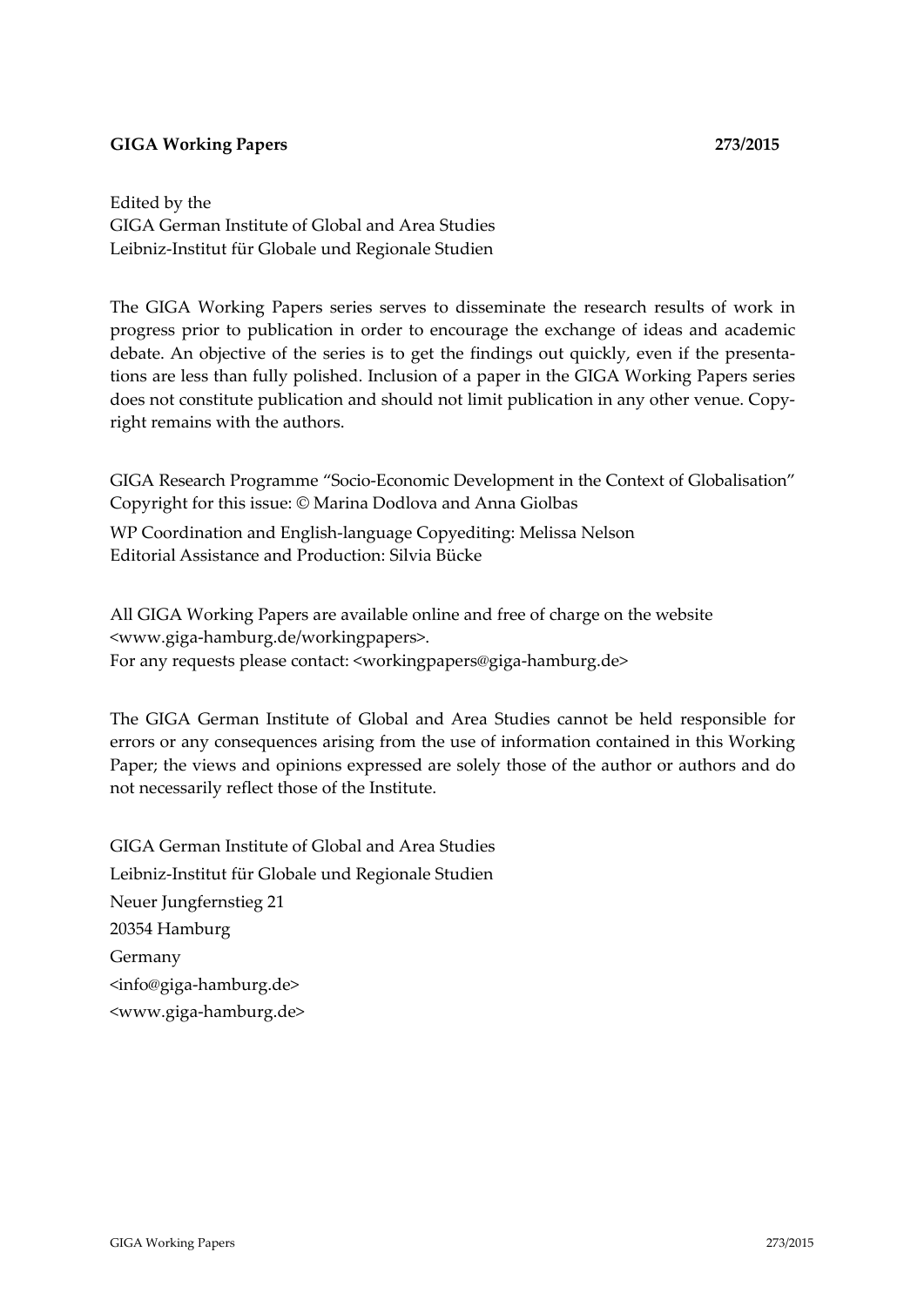**GIGA Working Papers 273/2015**

Edited by the
GIGA German Institute of Global and Area Studies
Leibniz-Institut für Globale und Regionale Studien

The GIGA Working Papers series serves to disseminate the research results of work in progress prior to publication in order to encourage the exchange of ideas and academic debate. An objective of the series is to get the findings out quickly, even if the presentations are less than fully polished. Inclusion of a paper in the GIGA Working Papers series does not constitute publication and should not limit publication in any other venue. Copyright remains with the authors.

GIGA Research Programme "Socio-Economic Development in the Context of Globalisation"
Copyright for this issue: © Marina Dodlova and Anna Giolbas

WP Coordination and English-language Copyediting: Melissa Nelson
Editorial Assistance and Production: Silvia Bücke

All GIGA Working Papers are available online and free of charge on the website <www.giga-hamburg.de/workingpapers>.
For any requests please contact: <workingpapers@giga-hamburg.de>

The GIGA German Institute of Global and Area Studies cannot be held responsible for errors or any consequences arising from the use of information contained in this Working Paper; the views and opinions expressed are solely those of the author or authors and do not necessarily reflect those of the Institute.

GIGA German Institute of Global and Area Studies
Leibniz-Institut für Globale und Regionale Studien
Neuer Jungfernstieg 21
20354 Hamburg
Germany
<info@giga-hamburg.de>
<www.giga-hamburg.de>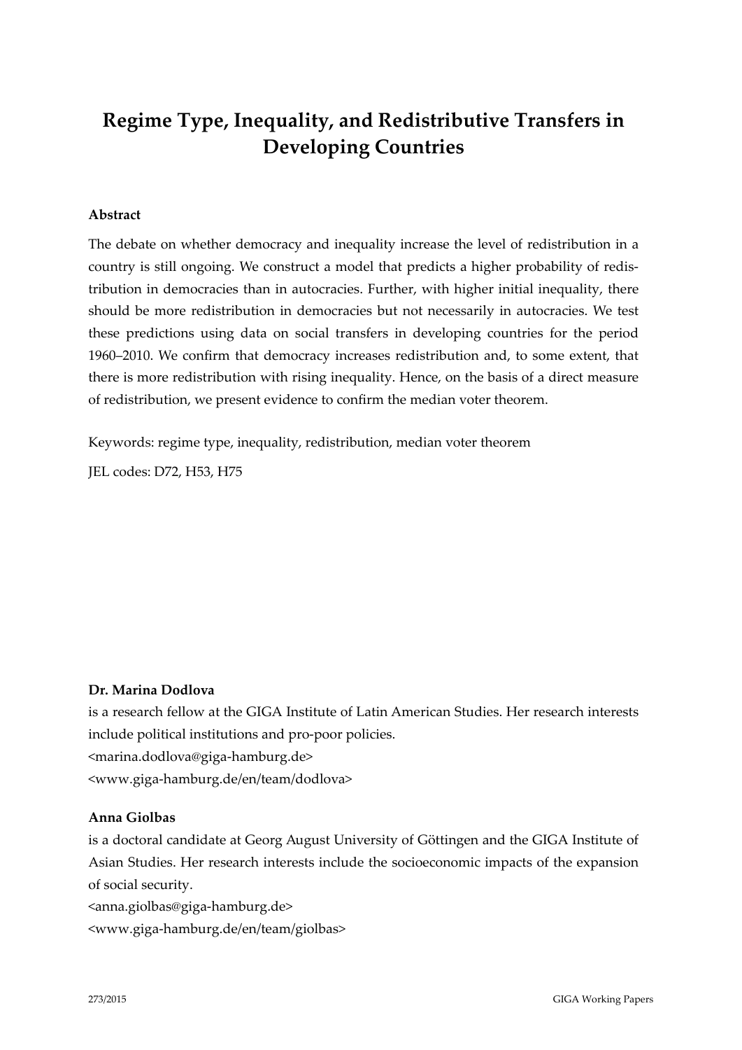# Regime Type, Inequality, and Redistributive Transfers in Developing Countries

**Abstract**

The debate on whether democracy and inequality increase the level of redistribution in a country is still ongoing. We construct a model that predicts a higher probability of redistribution in democracies than in autocracies. Further, with higher initial inequality, there should be more redistribution in democracies but not necessarily in autocracies. We test these predictions using data on social transfers in developing countries for the period 1960–2010. We confirm that democracy increases redistribution and, to some extent, that there is more redistribution with rising inequality. Hence, on the basis of a direct measure of redistribution, we present evidence to confirm the median voter theorem.

Keywords: regime type, inequality, redistribution, median voter theorem

JEL codes: D72, H53, H75

**Dr. Marina Dodlova**

is a research fellow at the GIGA Institute of Latin American Studies. Her research interests include political institutions and pro-poor policies.

<marina.dodlova@giga-hamburg.de>

<www.giga-hamburg.de/en/team/dodlova>

**Anna Giolbas**

is a doctoral candidate at Georg August University of Göttingen and the GIGA Institute of Asian Studies. Her research interests include the socioeconomic impacts of the expansion of social security.

<anna.giolbas@giga-hamburg.de>

<www.giga-hamburg.de/en/team/giolbas>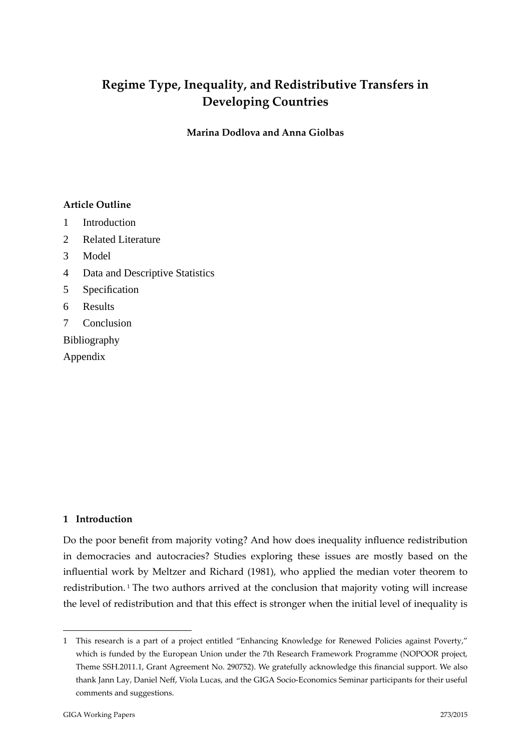# Regime Type, Inequality, and Redistributive Transfers in Developing Countries

**Marina Dodlova and Anna Giolbas**

**Article Outline**

1 Introduction
2 Related Literature
3 Model
4 Data and Descriptive Statistics
5 Specification
6 Results
7 Conclusion
Bibliography
Appendix

## 1 Introduction

Do the poor benefit from majority voting? And how does inequality influence redistribution in democracies and autocracies? Studies exploring these issues are mostly based on the influential work by Meltzer and Richard (1981), who applied the median voter theorem to redistribution. [1] The two authors arrived at the conclusion that majority voting will increase the level of redistribution and that this effect is stronger when the initial level of inequality is

---

1 This research is a part of a project entitled "Enhancing Knowledge for Renewed Policies against Poverty," which is funded by the European Union under the 7th Research Framework Programme (NOPOOR project, Theme SSH.2011.1, Grant Agreement No. 290752). We gratefully acknowledge this financial support. We also thank Jann Lay, Daniel Neff, Viola Lucas, and the GIGA Socio-Economics Seminar participants for their useful comments and suggestions.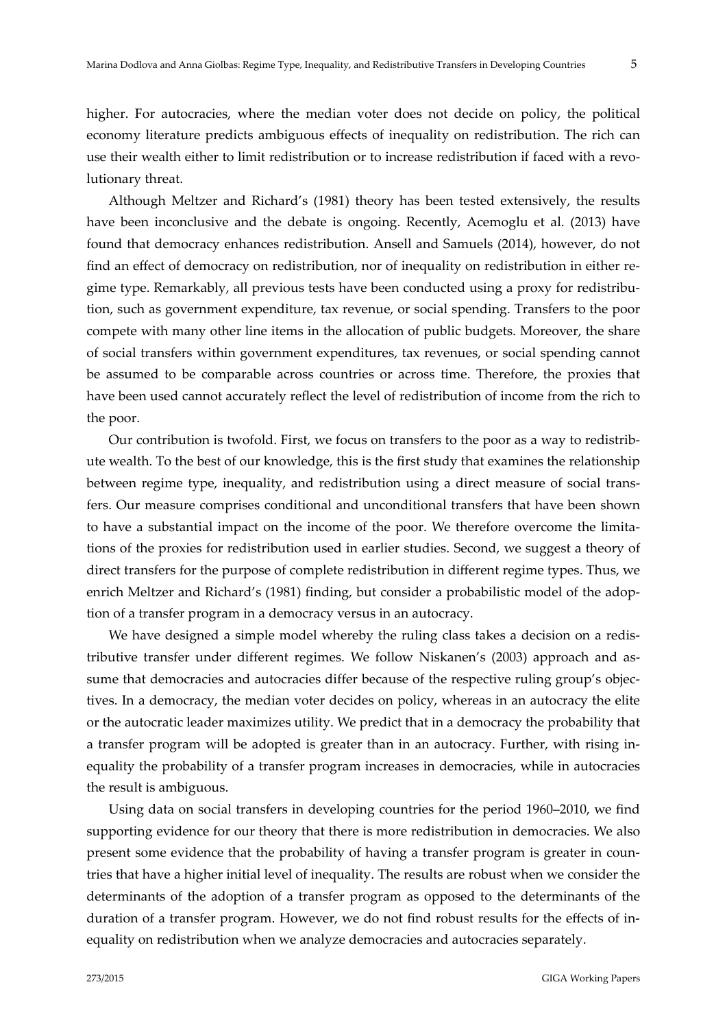higher. For autocracies, where the median voter does not decide on policy, the political economy literature predicts ambiguous effects of inequality on redistribution. The rich can use their wealth either to limit redistribution or to increase redistribution if faced with a revolutionary threat.

Although Meltzer and Richard's (1981) theory has been tested extensively, the results have been inconclusive and the debate is ongoing. Recently, Acemoglu et al. (2013) have found that democracy enhances redistribution. Ansell and Samuels (2014), however, do not find an effect of democracy on redistribution, nor of inequality on redistribution in either regime type. Remarkably, all previous tests have been conducted using a proxy for redistribution, such as government expenditure, tax revenue, or social spending. Transfers to the poor compete with many other line items in the allocation of public budgets. Moreover, the share of social transfers within government expenditures, tax revenues, or social spending cannot be assumed to be comparable across countries or across time. Therefore, the proxies that have been used cannot accurately reflect the level of redistribution of income from the rich to the poor.

Our contribution is twofold. First, we focus on transfers to the poor as a way to redistribute wealth. To the best of our knowledge, this is the first study that examines the relationship between regime type, inequality, and redistribution using a direct measure of social transfers. Our measure comprises conditional and unconditional transfers that have been shown to have a substantial impact on the income of the poor. We therefore overcome the limitations of the proxies for redistribution used in earlier studies. Second, we suggest a theory of direct transfers for the purpose of complete redistribution in different regime types. Thus, we enrich Meltzer and Richard's (1981) finding, but consider a probabilistic model of the adoption of a transfer program in a democracy versus in an autocracy.

We have designed a simple model whereby the ruling class takes a decision on a redistributive transfer under different regimes. We follow Niskanen's (2003) approach and assume that democracies and autocracies differ because of the respective ruling group's objectives. In a democracy, the median voter decides on policy, whereas in an autocracy the elite or the autocratic leader maximizes utility. We predict that in a democracy the probability that a transfer program will be adopted is greater than in an autocracy. Further, with rising inequality the probability of a transfer program increases in democracies, while in autocracies the result is ambiguous.

Using data on social transfers in developing countries for the period 1960–2010, we find supporting evidence for our theory that there is more redistribution in democracies. We also present some evidence that the probability of having a transfer program is greater in countries that have a higher initial level of inequality. The results are robust when we consider the determinants of the adoption of a transfer program as opposed to the determinants of the duration of a transfer program. However, we do not find robust results for the effects of inequality on redistribution when we analyze democracies and autocracies separately.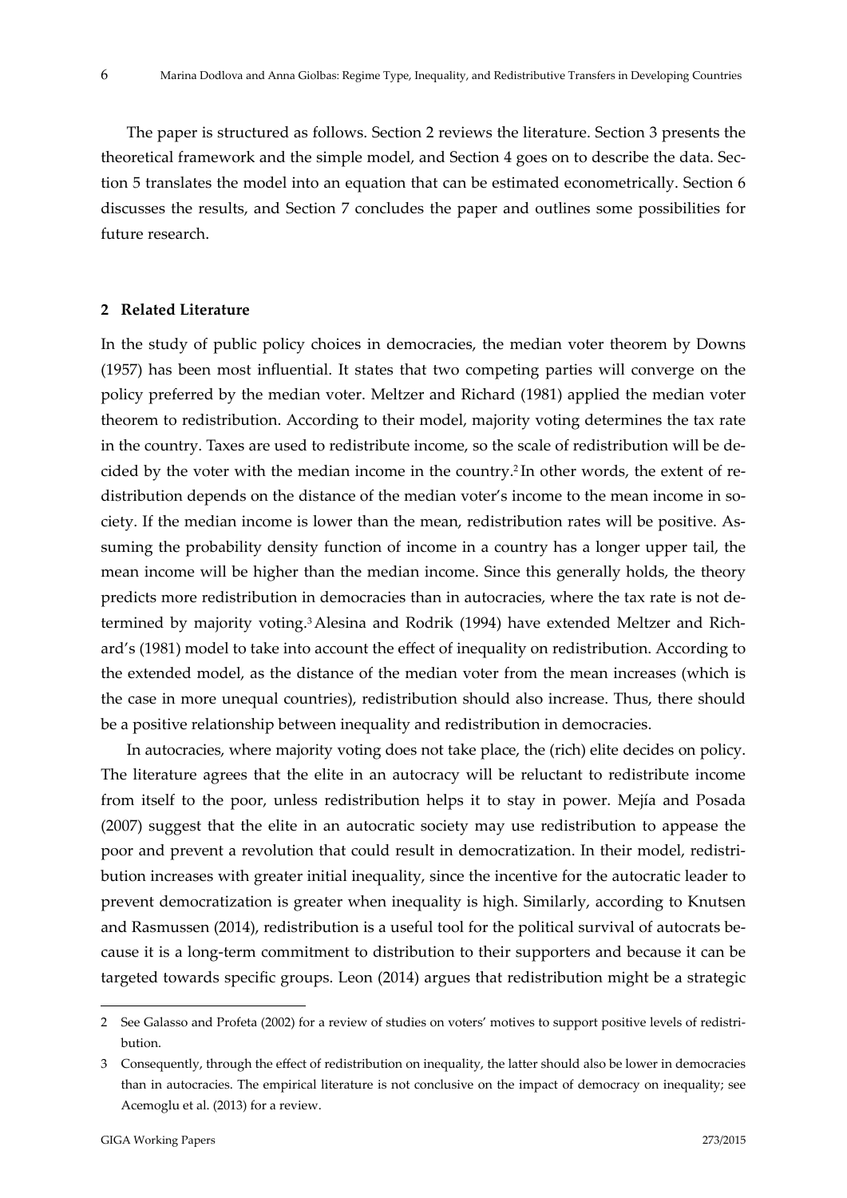The paper is structured as follows. Section 2 reviews the literature. Section 3 presents the theoretical framework and the simple model, and Section 4 goes on to describe the data. Section 5 translates the model into an equation that can be estimated econometrically. Section 6 discusses the results, and Section 7 concludes the paper and outlines some possibilities for future research.

## 2 Related Literature

In the study of public policy choices in democracies, the median voter theorem by Downs (1957) has been most influential. It states that two competing parties will converge on the policy preferred by the median voter. Meltzer and Richard (1981) applied the median voter theorem to redistribution. According to their model, majority voting determines the tax rate in the country. Taxes are used to redistribute income, so the scale of redistribution will be decided by the voter with the median income in the country.[2] In other words, the extent of redistribution depends on the distance of the median voter's income to the mean income in society. If the median income is lower than the mean, redistribution rates will be positive. Assuming the probability density function of income in a country has a longer upper tail, the mean income will be higher than the median income. Since this generally holds, the theory predicts more redistribution in democracies than in autocracies, where the tax rate is not determined by majority voting.[3] Alesina and Rodrik (1994) have extended Meltzer and Richard's (1981) model to take into account the effect of inequality on redistribution. According to the extended model, as the distance of the median voter from the mean increases (which is the case in more unequal countries), redistribution should also increase. Thus, there should be a positive relationship between inequality and redistribution in democracies.

In autocracies, where majority voting does not take place, the (rich) elite decides on policy. The literature agrees that the elite in an autocracy will be reluctant to redistribute income from itself to the poor, unless redistribution helps it to stay in power. Mejía and Posada (2007) suggest that the elite in an autocratic society may use redistribution to appease the poor and prevent a revolution that could result in democratization. In their model, redistribution increases with greater initial inequality, since the incentive for the autocratic leader to prevent democratization is greater when inequality is high. Similarly, according to Knutsen and Rasmussen (2014), redistribution is a useful tool for the political survival of autocrats because it is a long-term commitment to distribution to their supporters and because it can be targeted towards specific groups. Leon (2014) argues that redistribution might be a strategic

---

[2] See Galasso and Profeta (2002) for a review of studies on voters' motives to support positive levels of redistribution.

[3] Consequently, through the effect of redistribution on inequality, the latter should also be lower in democracies than in autocracies. The empirical literature is not conclusive on the impact of democracy on inequality; see Acemoglu et al. (2013) for a review.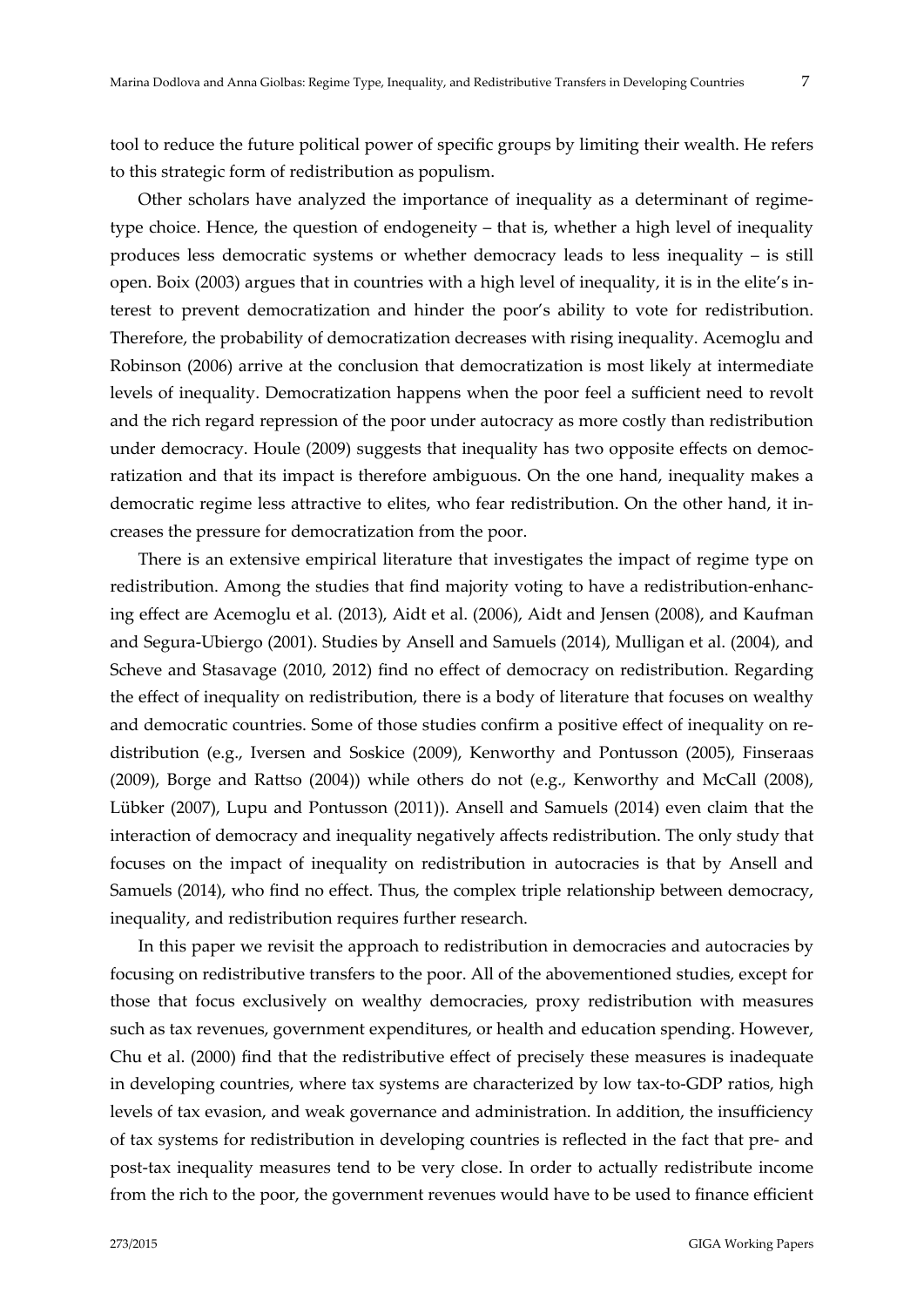tool to reduce the future political power of specific groups by limiting their wealth. He refers to this strategic form of redistribution as populism.

Other scholars have analyzed the importance of inequality as a determinant of regime-type choice. Hence, the question of endogeneity – that is, whether a high level of inequality produces less democratic systems or whether democracy leads to less inequality – is still open. Boix (2003) argues that in countries with a high level of inequality, it is in the elite's interest to prevent democratization and hinder the poor's ability to vote for redistribution. Therefore, the probability of democratization decreases with rising inequality. Acemoglu and Robinson (2006) arrive at the conclusion that democratization is most likely at intermediate levels of inequality. Democratization happens when the poor feel a sufficient need to revolt and the rich regard repression of the poor under autocracy as more costly than redistribution under democracy. Houle (2009) suggests that inequality has two opposite effects on democratization and that its impact is therefore ambiguous. On the one hand, inequality makes a democratic regime less attractive to elites, who fear redistribution. On the other hand, it increases the pressure for democratization from the poor.

There is an extensive empirical literature that investigates the impact of regime type on redistribution. Among the studies that find majority voting to have a redistribution-enhancing effect are Acemoglu et al. (2013), Aidt et al. (2006), Aidt and Jensen (2008), and Kaufman and Segura-Ubiergo (2001). Studies by Ansell and Samuels (2014), Mulligan et al. (2004), and Scheve and Stasavage (2010, 2012) find no effect of democracy on redistribution. Regarding the effect of inequality on redistribution, there is a body of literature that focuses on wealthy and democratic countries. Some of those studies confirm a positive effect of inequality on redistribution (e.g., Iversen and Soskice (2009), Kenworthy and Pontusson (2005), Finseraas (2009), Borge and Rattso (2004)) while others do not (e.g., Kenworthy and McCall (2008), Lübker (2007), Lupu and Pontusson (2011)). Ansell and Samuels (2014) even claim that the interaction of democracy and inequality negatively affects redistribution. The only study that focuses on the impact of inequality on redistribution in autocracies is that by Ansell and Samuels (2014), who find no effect. Thus, the complex triple relationship between democracy, inequality, and redistribution requires further research.

In this paper we revisit the approach to redistribution in democracies and autocracies by focusing on redistributive transfers to the poor. All of the abovementioned studies, except for those that focus exclusively on wealthy democracies, proxy redistribution with measures such as tax revenues, government expenditures, or health and education spending. However, Chu et al. (2000) find that the redistributive effect of precisely these measures is inadequate in developing countries, where tax systems are characterized by low tax-to-GDP ratios, high levels of tax evasion, and weak governance and administration. In addition, the insufficiency of tax systems for redistribution in developing countries is reflected in the fact that pre- and post-tax inequality measures tend to be very close. In order to actually redistribute income from the rich to the poor, the government revenues would have to be used to finance efficient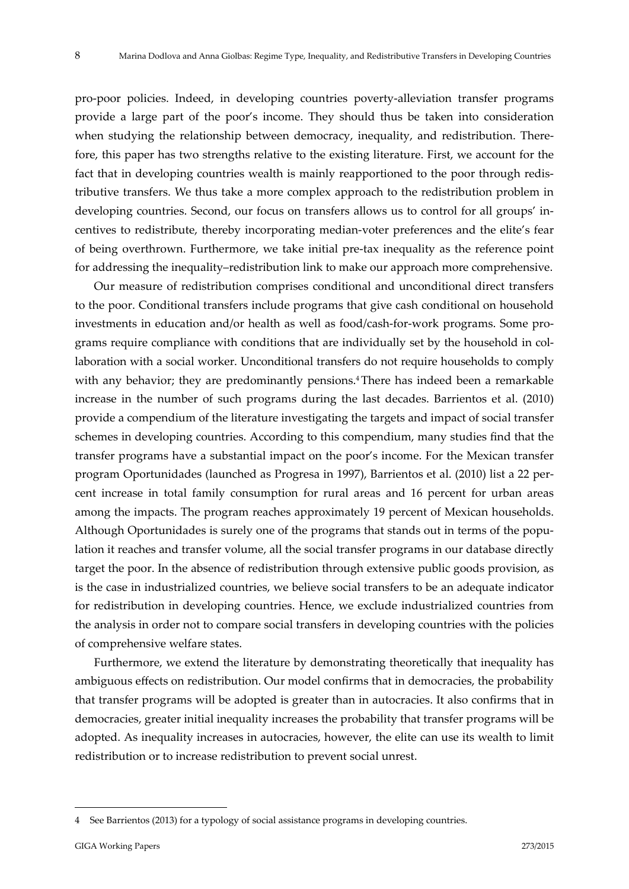pro-poor policies. Indeed, in developing countries poverty-alleviation transfer programs provide a large part of the poor's income. They should thus be taken into consideration when studying the relationship between democracy, inequality, and redistribution. Therefore, this paper has two strengths relative to the existing literature. First, we account for the fact that in developing countries wealth is mainly reapportioned to the poor through redistributive transfers. We thus take a more complex approach to the redistribution problem in developing countries. Second, our focus on transfers allows us to control for all groups' incentives to redistribute, thereby incorporating median-voter preferences and the elite's fear of being overthrown. Furthermore, we take initial pre-tax inequality as the reference point for addressing the inequality–redistribution link to make our approach more comprehensive.

Our measure of redistribution comprises conditional and unconditional direct transfers to the poor. Conditional transfers include programs that give cash conditional on household investments in education and/or health as well as food/cash-for-work programs. Some programs require compliance with conditions that are individually set by the household in collaboration with a social worker. Unconditional transfers do not require households to comply with any behavior; they are predominantly pensions.[4] There has indeed been a remarkable increase in the number of such programs during the last decades. Barrientos et al. (2010) provide a compendium of the literature investigating the targets and impact of social transfer schemes in developing countries. According to this compendium, many studies find that the transfer programs have a substantial impact on the poor's income. For the Mexican transfer program Oportunidades (launched as Progresa in 1997), Barrientos et al. (2010) list a 22 percent increase in total family consumption for rural areas and 16 percent for urban areas among the impacts. The program reaches approximately 19 percent of Mexican households. Although Oportunidades is surely one of the programs that stands out in terms of the population it reaches and transfer volume, all the social transfer programs in our database directly target the poor. In the absence of redistribution through extensive public goods provision, as is the case in industrialized countries, we believe social transfers to be an adequate indicator for redistribution in developing countries. Hence, we exclude industrialized countries from the analysis in order not to compare social transfers in developing countries with the policies of comprehensive welfare states.

Furthermore, we extend the literature by demonstrating theoretically that inequality has ambiguous effects on redistribution. Our model confirms that in democracies, the probability that transfer programs will be adopted is greater than in autocracies. It also confirms that in democracies, greater initial inequality increases the probability that transfer programs will be adopted. As inequality increases in autocracies, however, the elite can use its wealth to limit redistribution or to increase redistribution to prevent social unrest.

---

4 See Barrientos (2013) for a typology of social assistance programs in developing countries.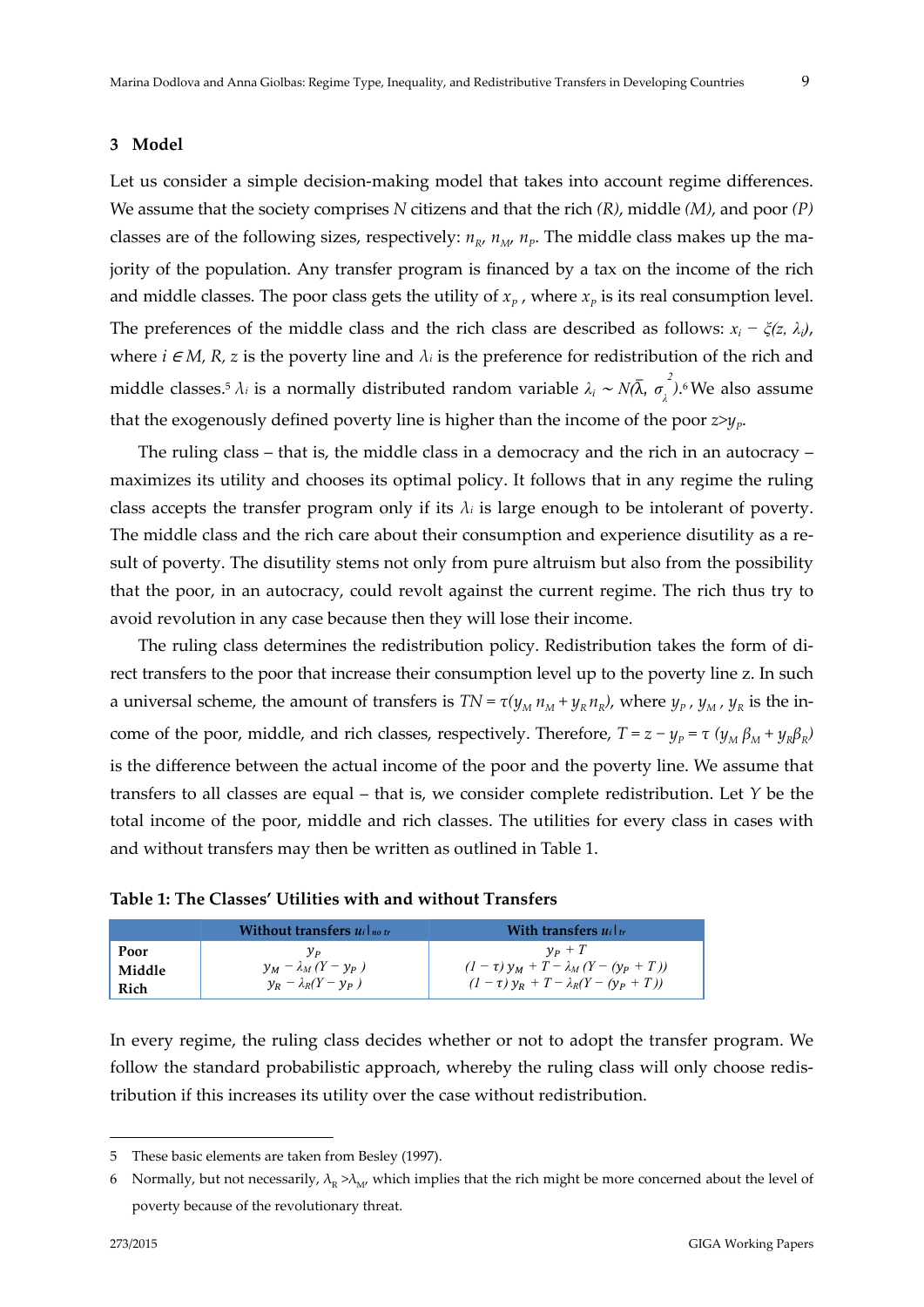## 3 Model

Let us consider a simple decision-making model that takes into account regime differences. We assume that the society comprises $N$ citizens and that the rich *(R)*, middle *(M)*, and poor *(P)* classes are of the following sizes, respectively: $n_R$, $n_M$, $n_P$. The middle class makes up the majority of the population. Any transfer program is financed by a tax on the income of the rich and middle classes. The poor class gets the utility of $x_P$, where $x_P$ is its real consumption level. The preferences of the middle class and the rich class are described as follows: $x_i - \xi(z, \lambda_i)$, where $i \in M, R$, $z$ is the poverty line and $\lambda_i$ is the preference for redistribution of the rich and middle classes.[5] $\lambda_i$ is a normally distributed random variable $\lambda_i \sim N(\bar{\lambda}, \sigma_\lambda^2)$.[6] We also assume that the exogenously defined poverty line is higher than the income of the poor $z > y_P$.

The ruling class – that is, the middle class in a democracy and the rich in an autocracy – maximizes its utility and chooses its optimal policy. It follows that in any regime the ruling class accepts the transfer program only if its $\lambda_i$ is large enough to be intolerant of poverty. The middle class and the rich care about their consumption and experience disutility as a result of poverty. The disutility stems not only from pure altruism but also from the possibility that the poor, in an autocracy, could revolt against the current regime. The rich thus try to avoid revolution in any case because then they will lose their income.

The ruling class determines the redistribution policy. Redistribution takes the form of direct transfers to the poor that increase their consumption level up to the poverty line z. In such a universal scheme, the amount of transfers is $TN = \tau(y_M n_M + y_R n_R)$, where $y_P$, $y_M$, $y_R$ is the income of the poor, middle, and rich classes, respectively. Therefore, $T = z - y_P = \tau\ (y_M \beta_M + y_R \beta_R)$ is the difference between the actual income of the poor and the poverty line. We assume that transfers to all classes are equal – that is, we consider complete redistribution. Let $Y$ be the total income of the poor, middle and rich classes. The utilities for every class in cases with and without transfers may then be written as outlined in Table 1.

**Table 1: The Classes' Utilities with and without Transfers**

| | Without transfers $u_i\|_{no\ tr}$ | With transfers $u_i\|_{tr}$ |
|---|---|---|
| Poor | $y_P$ | $y_P + T$ |
| Middle | $y_M - \lambda_M (Y - y_P)$ | $(1 - \tau)\, y_M + T - \lambda_M (Y - (y_P + T))$ |
| Rich | $y_R - \lambda_R (Y - y_P)$ | $(1 - \tau)\, y_R + T - \lambda_R (Y - (y_P + T))$ |

In every regime, the ruling class decides whether or not to adopt the transfer program. We follow the standard probabilistic approach, whereby the ruling class will only choose redistribution if this increases its utility over the case without redistribution.

---

5 These basic elements are taken from Besley (1997).

6 Normally, but not necessarily, $\lambda_R > \lambda_M$, which implies that the rich might be more concerned about the level of poverty because of the revolutionary threat.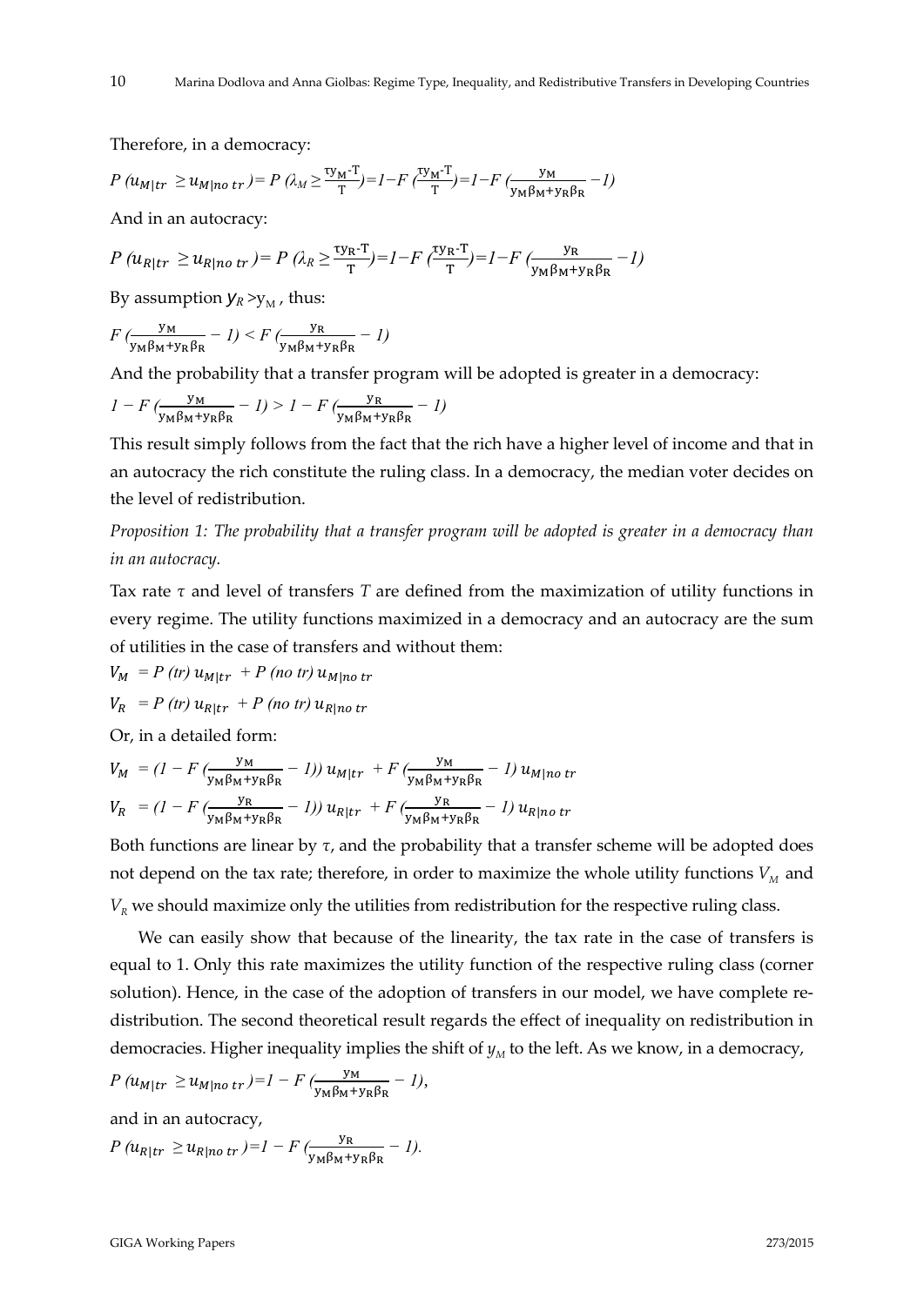Therefore, in a democracy:

$$P\ (u_{M|tr} \geq u_{M|no\ tr}) = P\ (\lambda_M \geq \frac{\tau y_M - T}{T}) = 1 - F\ (\frac{\tau y_M - T}{T}) = 1 - F\ (\frac{y_M}{y_M \beta_M + y_R \beta_R} - 1)$$

And in an autocracy:

$$P\ (u_{R|tr} \geq u_{R|no\ tr}) = P\ (\lambda_R \geq \frac{\tau y_R - T}{T}) = 1 - F\ (\frac{\tau y_R - T}{T}) = 1 - F\ (\frac{y_R}{y_M \beta_M + y_R \beta_R} - 1)$$

By assumption $y_R > y_M$, thus:

$$F\ (\frac{y_M}{y_M \beta_M + y_R \beta_R} - 1) < F\ (\frac{y_R}{y_M \beta_M + y_R \beta_R} - 1)$$

And the probability that a transfer program will be adopted is greater in a democracy:

$$1 - F\ (\frac{y_M}{y_M \beta_M + y_R \beta_R} - 1) > 1 - F\ (\frac{y_R}{y_M \beta_M + y_R \beta_R} - 1)$$

This result simply follows from the fact that the rich have a higher level of income and that in an autocracy the rich constitute the ruling class. In a democracy, the median voter decides on the level of redistribution.

*Proposition 1: The probability that a transfer program will be adopted is greater in a democracy than in an autocracy.*

Tax rate $\tau$ and level of transfers $T$ are defined from the maximization of utility functions in every regime. The utility functions maximized in a democracy and an autocracy are the sum of utilities in the case of transfers and without them:

$$V_M = P\ (tr)\ u_{M|tr} + P\ (no\ tr)\ u_{M|no\ tr}$$

$$V_R = P\ (tr)\ u_{R|tr} + P\ (no\ tr)\ u_{R|no\ tr}$$

Or, in a detailed form:

$$V_M = (1 - F\ (\frac{y_M}{y_M \beta_M + y_R \beta_R} - 1))\ u_{M|tr} + F\ (\frac{y_M}{y_M \beta_M + y_R \beta_R} - 1)\ u_{M|no\ tr}$$

$$V_R = (1 - F\ (\frac{y_R}{y_M \beta_M + y_R \beta_R} - 1))\ u_{R|tr} + F\ (\frac{y_R}{y_M \beta_M + y_R \beta_R} - 1)\ u_{R|no\ tr}$$

Both functions are linear by $\tau$, and the probability that a transfer scheme will be adopted does not depend on the tax rate; therefore, in order to maximize the whole utility functions $V_M$ and $V_R$ we should maximize only the utilities from redistribution for the respective ruling class.

We can easily show that because of the linearity, the tax rate in the case of transfers is equal to 1. Only this rate maximizes the utility function of the respective ruling class (corner solution). Hence, in the case of the adoption of transfers in our model, we have complete redistribution. The second theoretical result regards the effect of inequality on redistribution in democracies. Higher inequality implies the shift of $y_M$ to the left. As we know, in a democracy,

$$P\ (u_{M|tr} \geq u_{M|no\ tr}) = 1 - F\ (\frac{y_M}{y_M \beta_M + y_R \beta_R} - 1),$$

and in an autocracy,

$$P\ (u_{R|tr} \geq u_{R|no\ tr}) = 1 - F\ (\frac{y_R}{y_M \beta_M + y_R \beta_R} - 1).$$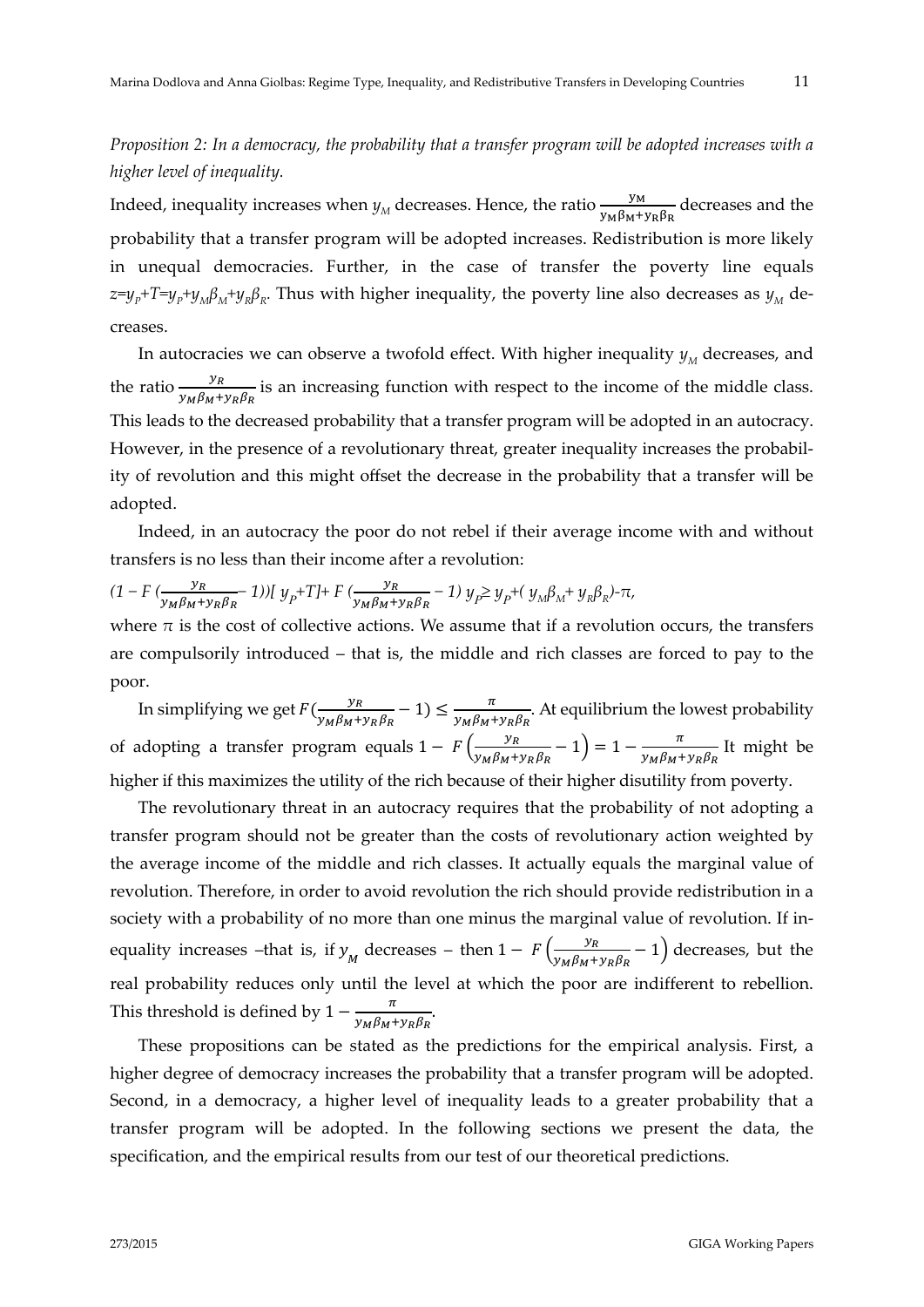*Proposition 2: In a democracy, the probability that a transfer program will be adopted increases with a higher level of inequality.*

Indeed, inequality increases when $y_M$ decreases. Hence, the ratio $\frac{y_M}{y_M\beta_M+y_R\beta_R}$ decreases and the probability that a transfer program will be adopted increases. Redistribution is more likely in unequal democracies. Further, in the case of transfer the poverty line equals $z=y_P+T=y_P+y_M\beta_M+y_R\beta_R$. Thus with higher inequality, the poverty line also decreases as $y_M$ decreases.

In autocracies we can observe a twofold effect. With higher inequality $y_M$ decreases, and the ratio $\frac{y_R}{y_M\beta_M+y_R\beta_R}$ is an increasing function with respect to the income of the middle class. This leads to the decreased probability that a transfer program will be adopted in an autocracy. However, in the presence of a revolutionary threat, greater inequality increases the probability of revolution and this might offset the decrease in the probability that a transfer will be adopted.

Indeed, in an autocracy the poor do not rebel if their average income with and without transfers is no less than their income after a revolution:

$$(1 - F(\frac{y_R}{y_M\beta_M+y_R\beta_R} - 1))[y_P+T] + F(\frac{y_R}{y_M\beta_M+y_R\beta_R} - 1)\, y_P \geq y_P + (y_M\beta_M + y_R\beta_R) - \pi,$$

where $\pi$ is the cost of collective actions. We assume that if a revolution occurs, the transfers are compulsorily introduced – that is, the middle and rich classes are forced to pay to the poor.

In simplifying we get $F(\frac{y_R}{y_M\beta_M+y_R\beta_R} - 1) \leq \frac{\pi}{y_M\beta_M+y_R\beta_R}$. At equilibrium the lowest probability of adopting a transfer program equals $1 - F\left(\frac{y_R}{y_M\beta_M+y_R\beta_R} - 1\right) = 1 - \frac{\pi}{y_M\beta_M+y_R\beta_R}$ It might be higher if this maximizes the utility of the rich because of their higher disutility from poverty.

The revolutionary threat in an autocracy requires that the probability of not adopting a transfer program should not be greater than the costs of revolutionary action weighted by the average income of the middle and rich classes. It actually equals the marginal value of revolution. Therefore, in order to avoid revolution the rich should provide redistribution in a society with a probability of no more than one minus the marginal value of revolution. If inequality increases –that is, if $y_M$ decreases – then $1 - F\left(\frac{y_R}{y_M\beta_M+y_R\beta_R} - 1\right)$ decreases, but the real probability reduces only until the level at which the poor are indifferent to rebellion. This threshold is defined by $1 - \frac{\pi}{y_M\beta_M+y_R\beta_R}$.

These propositions can be stated as the predictions for the empirical analysis. First, a higher degree of democracy increases the probability that a transfer program will be adopted. Second, in a democracy, a higher level of inequality leads to a greater probability that a transfer program will be adopted. In the following sections we present the data, the specification, and the empirical results from our test of our theoretical predictions.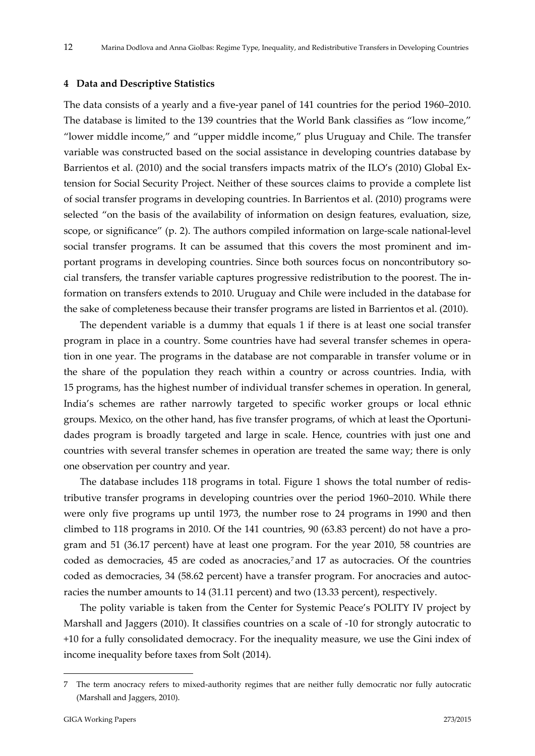## 4 Data and Descriptive Statistics

The data consists of a yearly and a five-year panel of 141 countries for the period 1960–2010. The database is limited to the 139 countries that the World Bank classifies as "low income," "lower middle income," and "upper middle income," plus Uruguay and Chile. The transfer variable was constructed based on the social assistance in developing countries database by Barrientos et al. (2010) and the social transfers impacts matrix of the ILO's (2010) Global Extension for Social Security Project. Neither of these sources claims to provide a complete list of social transfer programs in developing countries. In Barrientos et al. (2010) programs were selected "on the basis of the availability of information on design features, evaluation, size, scope, or significance" (p. 2). The authors compiled information on large-scale national-level social transfer programs. It can be assumed that this covers the most prominent and important programs in developing countries. Since both sources focus on noncontributory social transfers, the transfer variable captures progressive redistribution to the poorest. The information on transfers extends to 2010. Uruguay and Chile were included in the database for the sake of completeness because their transfer programs are listed in Barrientos et al. (2010).

The dependent variable is a dummy that equals 1 if there is at least one social transfer program in place in a country. Some countries have had several transfer schemes in operation in one year. The programs in the database are not comparable in transfer volume or in the share of the population they reach within a country or across countries. India, with 15 programs, has the highest number of individual transfer schemes in operation. In general, India's schemes are rather narrowly targeted to specific worker groups or local ethnic groups. Mexico, on the other hand, has five transfer programs, of which at least the Oportunidades program is broadly targeted and large in scale. Hence, countries with just one and countries with several transfer schemes in operation are treated the same way; there is only one observation per country and year.

The database includes 118 programs in total. Figure 1 shows the total number of redistributive transfer programs in developing countries over the period 1960–2010. While there were only five programs up until 1973, the number rose to 24 programs in 1990 and then climbed to 118 programs in 2010. Of the 141 countries, 90 (63.83 percent) do not have a program and 51 (36.17 percent) have at least one program. For the year 2010, 58 countries are coded as democracies, 45 are coded as anocracies,[7] and 17 as autocracies. Of the countries coded as democracies, 34 (58.62 percent) have a transfer program. For anocracies and autocracies the number amounts to 14 (31.11 percent) and two (13.33 percent), respectively.

The polity variable is taken from the Center for Systemic Peace's POLITY IV project by Marshall and Jaggers (2010). It classifies countries on a scale of -10 for strongly autocratic to +10 for a fully consolidated democracy. For the inequality measure, we use the Gini index of income inequality before taxes from Solt (2014).

---

7 The term anocracy refers to mixed-authority regimes that are neither fully democratic nor fully autocratic (Marshall and Jaggers, 2010).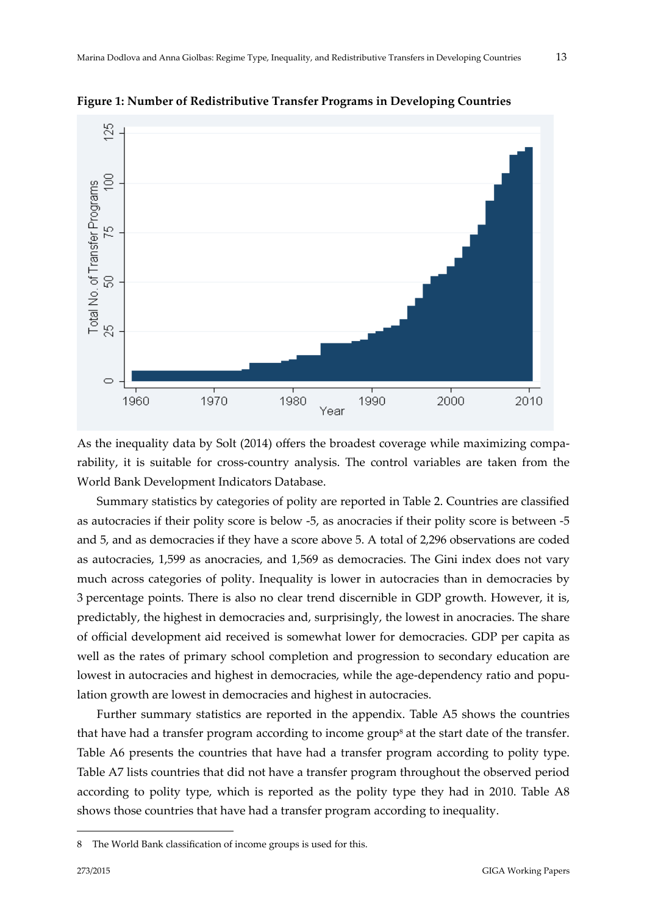**Figure 1: Number of Redistributive Transfer Programs in Developing Countries**

As the inequality data by Solt (2014) offers the broadest coverage while maximizing comparability, it is suitable for cross-country analysis. The control variables are taken from the World Bank Development Indicators Database.

Summary statistics by categories of polity are reported in Table 2. Countries are classified as autocracies if their polity score is below -5, as anocracies if their polity score is between -5 and 5, and as democracies if they have a score above 5. A total of 2,296 observations are coded as autocracies, 1,599 as anocracies, and 1,569 as democracies. The Gini index does not vary much across categories of polity. Inequality is lower in autocracies than in democracies by 3 percentage points. There is also no clear trend discernible in GDP growth. However, it is, predictably, the highest in democracies and, surprisingly, the lowest in anocracies. The share of official development aid received is somewhat lower for democracies. GDP per capita as well as the rates of primary school completion and progression to secondary education are lowest in autocracies and highest in democracies, while the age-dependency ratio and population growth are lowest in democracies and highest in autocracies.

Further summary statistics are reported in the appendix. Table A5 shows the countries that have had a transfer program according to income group[8] at the start date of the transfer. Table A6 presents the countries that have had a transfer program according to polity type. Table A7 lists countries that did not have a transfer program throughout the observed period according to polity type, which is reported as the polity type they had in 2010. Table A8 shows those countries that have had a transfer program according to inequality.

8 The World Bank classification of income groups is used for this.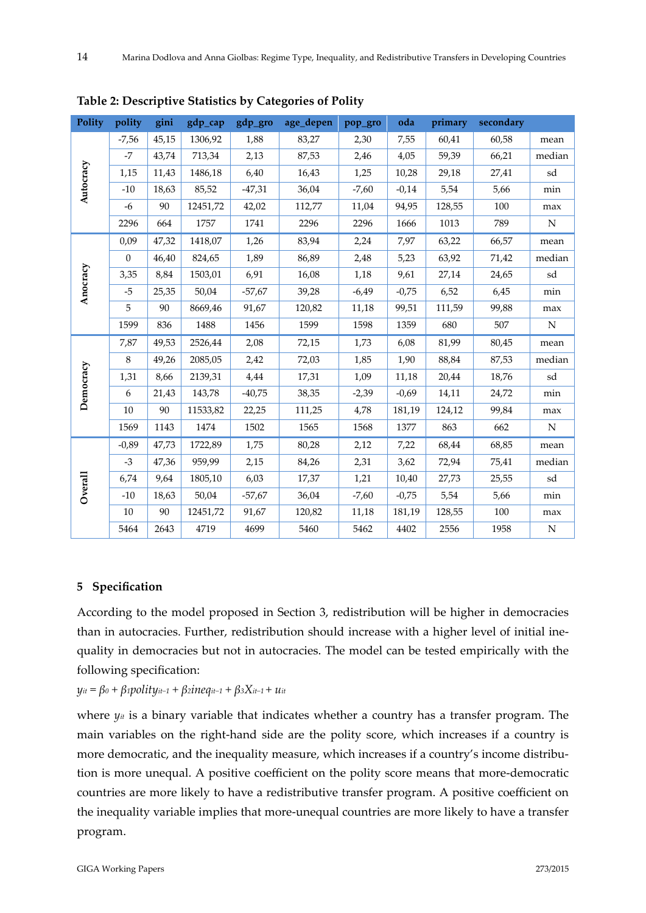**Table 2: Descriptive Statistics by Categories of Polity**

| Polity | polity | gini | gdp_cap | gdp_gro | age_depen | pop_gro | oda | primary | secondary | |
|---|---|---|---|---|---|---|---|---|---|---|
| Autocracy | -7,56 | 45,15 | 1306,92 | 1,88 | 83,27 | 2,30 | 7,55 | 60,41 | 60,58 | mean |
| | -7 | 43,74 | 713,34 | 2,13 | 87,53 | 2,46 | 4,05 | 59,39 | 66,21 | median |
| | 1,15 | 11,43 | 1486,18 | 6,40 | 16,43 | 1,25 | 10,28 | 29,18 | 27,41 | sd |
| | -10 | 18,63 | 85,52 | -47,31 | 36,04 | -7,60 | -0,14 | 5,54 | 5,66 | min |
| | -6 | 90 | 12451,72 | 42,02 | 112,77 | 11,04 | 94,95 | 128,55 | 100 | max |
| | 2296 | 664 | 1757 | 1741 | 2296 | 2296 | 1666 | 1013 | 789 | N |
| Anocracy | 0,09 | 47,32 | 1418,07 | 1,26 | 83,94 | 2,24 | 7,97 | 63,22 | 66,57 | mean |
| | 0 | 46,40 | 824,65 | 1,89 | 86,89 | 2,48 | 5,23 | 63,92 | 71,42 | median |
| | 3,35 | 8,84 | 1503,01 | 6,91 | 16,08 | 1,18 | 9,61 | 27,14 | 24,65 | sd |
| | -5 | 25,35 | 50,04 | -57,67 | 39,28 | -6,49 | -0,75 | 6,52 | 6,45 | min |
| | 5 | 90 | 8669,46 | 91,67 | 120,82 | 11,18 | 99,51 | 111,59 | 99,88 | max |
| | 1599 | 836 | 1488 | 1456 | 1599 | 1598 | 1359 | 680 | 507 | N |
| Democracy | 7,87 | 49,53 | 2526,44 | 2,08 | 72,15 | 1,73 | 6,08 | 81,99 | 80,45 | mean |
| | 8 | 49,26 | 2085,05 | 2,42 | 72,03 | 1,85 | 1,90 | 88,84 | 87,53 | median |
| | 1,31 | 8,66 | 2139,31 | 4,44 | 17,31 | 1,09 | 11,18 | 20,44 | 18,76 | sd |
| | 6 | 21,43 | 143,78 | -40,75 | 38,35 | -2,39 | -0,69 | 14,11 | 24,72 | min |
| | 10 | 90 | 11533,82 | 22,25 | 111,25 | 4,78 | 181,19 | 124,12 | 99,84 | max |
| | 1569 | 1143 | 1474 | 1502 | 1565 | 1568 | 1377 | 863 | 662 | N |
| Overall | -0,89 | 47,73 | 1722,89 | 1,75 | 80,28 | 2,12 | 7,22 | 68,44 | 68,85 | mean |
| | -3 | 47,36 | 959,99 | 2,15 | 84,26 | 2,31 | 3,62 | 72,94 | 75,41 | median |
| | 6,74 | 9,64 | 1805,10 | 6,03 | 17,37 | 1,21 | 10,40 | 27,73 | 25,55 | sd |
| | -10 | 18,63 | 50,04 | -57,67 | 36,04 | -7,60 | -0,75 | 5,54 | 5,66 | min |
| | 10 | 90 | 12451,72 | 91,67 | 120,82 | 11,18 | 181,19 | 128,55 | 100 | max |
| | 5464 | 2643 | 4719 | 4699 | 5460 | 5462 | 4402 | 2556 | 1958 | N |

## 5 Specification

According to the model proposed in Section 3, redistribution will be higher in democracies than in autocracies. Further, redistribution should increase with a higher level of initial inequality in democracies but not in autocracies. The model can be tested empirically with the following specification:

$$y_{it} = \beta_0 + \beta_1 polity_{it-1} + \beta_2 ineq_{it-1} + \beta_3 X_{it-1} + u_{it}$$

where $y_{it}$ is a binary variable that indicates whether a country has a transfer program. The main variables on the right-hand side are the polity score, which increases if a country is more democratic, and the inequality measure, which increases if a country's income distribution is more unequal. A positive coefficient on the polity score means that more-democratic countries are more likely to have a redistributive transfer program. A positive coefficient on the inequality variable implies that more-unequal countries are more likely to have a transfer program.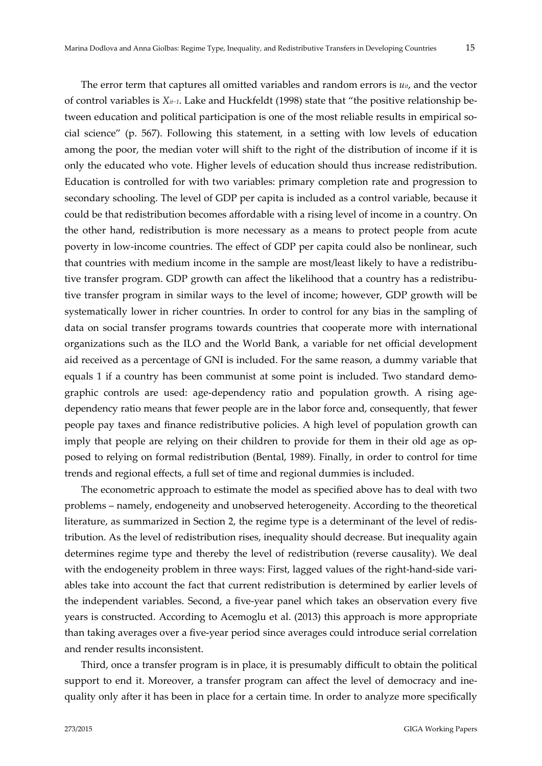The error term that captures all omitted variables and random errors is $u_{it}$, and the vector of control variables is $X_{it-1}$. Lake and Huckfeldt (1998) state that "the positive relationship between education and political participation is one of the most reliable results in empirical social science" (p. 567). Following this statement, in a setting with low levels of education among the poor, the median voter will shift to the right of the distribution of income if it is only the educated who vote. Higher levels of education should thus increase redistribution. Education is controlled for with two variables: primary completion rate and progression to secondary schooling. The level of GDP per capita is included as a control variable, because it could be that redistribution becomes affordable with a rising level of income in a country. On the other hand, redistribution is more necessary as a means to protect people from acute poverty in low-income countries. The effect of GDP per capita could also be nonlinear, such that countries with medium income in the sample are most/least likely to have a redistributive transfer program. GDP growth can affect the likelihood that a country has a redistributive transfer program in similar ways to the level of income; however, GDP growth will be systematically lower in richer countries. In order to control for any bias in the sampling of data on social transfer programs towards countries that cooperate more with international organizations such as the ILO and the World Bank, a variable for net official development aid received as a percentage of GNI is included. For the same reason, a dummy variable that equals 1 if a country has been communist at some point is included. Two standard demographic controls are used: age-dependency ratio and population growth. A rising age-dependency ratio means that fewer people are in the labor force and, consequently, that fewer people pay taxes and finance redistributive policies. A high level of population growth can imply that people are relying on their children to provide for them in their old age as opposed to relying on formal redistribution (Bental, 1989). Finally, in order to control for time trends and regional effects, a full set of time and regional dummies is included.

The econometric approach to estimate the model as specified above has to deal with two problems – namely, endogeneity and unobserved heterogeneity. According to the theoretical literature, as summarized in Section 2, the regime type is a determinant of the level of redistribution. As the level of redistribution rises, inequality should decrease. But inequality again determines regime type and thereby the level of redistribution (reverse causality). We deal with the endogeneity problem in three ways: First, lagged values of the right-hand-side variables take into account the fact that current redistribution is determined by earlier levels of the independent variables. Second, a five-year panel which takes an observation every five years is constructed. According to Acemoglu et al. (2013) this approach is more appropriate than taking averages over a five-year period since averages could introduce serial correlation and render results inconsistent.

Third, once a transfer program is in place, it is presumably difficult to obtain the political support to end it. Moreover, a transfer program can affect the level of democracy and inequality only after it has been in place for a certain time. In order to analyze more specifically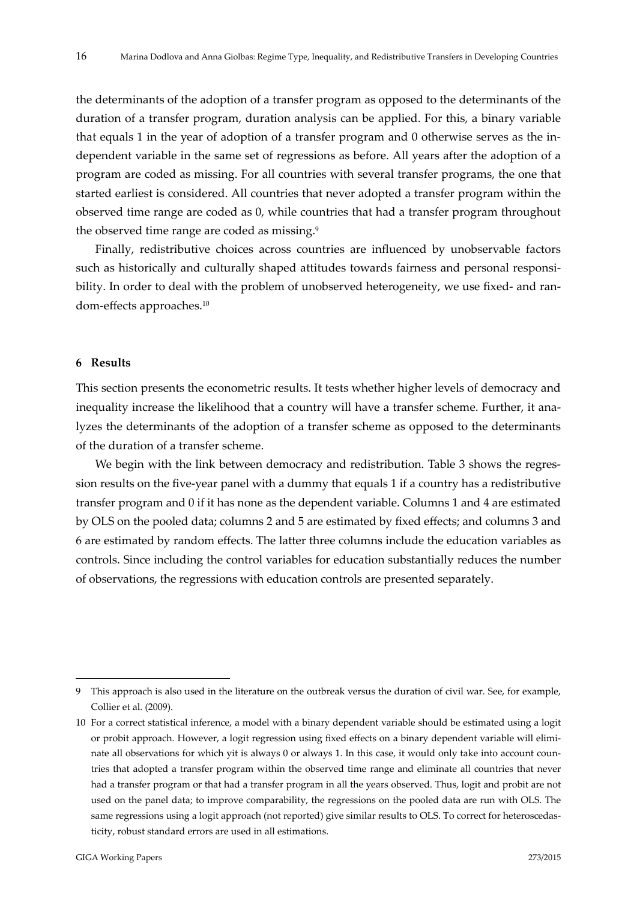the determinants of the adoption of a transfer program as opposed to the determinants of the duration of a transfer program, duration analysis can be applied. For this, a binary variable that equals 1 in the year of adoption of a transfer program and 0 otherwise serves as the independent variable in the same set of regressions as before. All years after the adoption of a program are coded as missing. For all countries with several transfer programs, the one that started earliest is considered. All countries that never adopted a transfer program within the observed time range are coded as 0, while countries that had a transfer program throughout the observed time range are coded as missing.[9]

Finally, redistributive choices across countries are influenced by unobservable factors such as historically and culturally shaped attitudes towards fairness and personal responsibility. In order to deal with the problem of unobserved heterogeneity, we use fixed- and random-effects approaches.[10]

## 6 Results

This section presents the econometric results. It tests whether higher levels of democracy and inequality increase the likelihood that a country will have a transfer scheme. Further, it analyzes the determinants of the adoption of a transfer scheme as opposed to the determinants of the duration of a transfer scheme.

We begin with the link between democracy and redistribution. Table 3 shows the regression results on the five-year panel with a dummy that equals 1 if a country has a redistributive transfer program and 0 if it has none as the dependent variable. Columns 1 and 4 are estimated by OLS on the pooled data; columns 2 and 5 are estimated by fixed effects; and columns 3 and 6 are estimated by random effects. The latter three columns include the education variables as controls. Since including the control variables for education substantially reduces the number of observations, the regressions with education controls are presented separately.

---

9 This approach is also used in the literature on the outbreak versus the duration of civil war. See, for example, Collier et al. (2009).

10 For a correct statistical inference, a model with a binary dependent variable should be estimated using a logit or probit approach. However, a logit regression using fixed effects on a binary dependent variable will eliminate all observations for which yit is always 0 or always 1. In this case, it would only take into account countries that adopted a transfer program within the observed time range and eliminate all countries that never had a transfer program or that had a transfer program in all the years observed. Thus, logit and probit are not used on the panel data; to improve comparability, the regressions on the pooled data are run with OLS. The same regressions using a logit approach (not reported) give similar results to OLS. To correct for heteroscedasticity, robust standard errors are used in all estimations.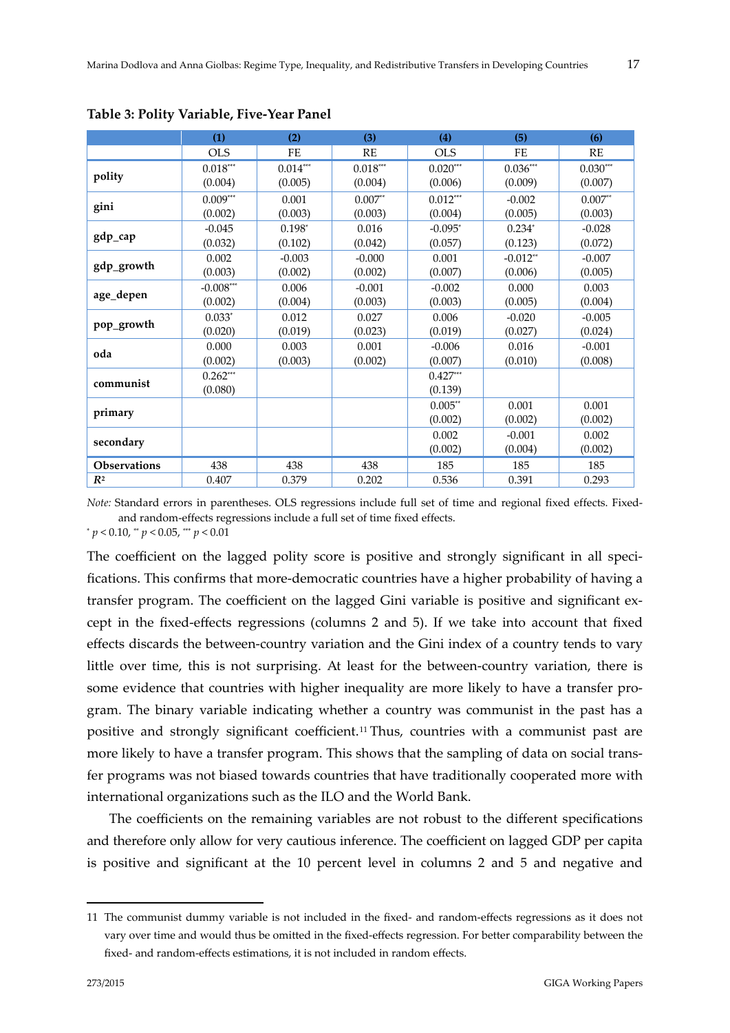**Table 3: Polity Variable, Five-Year Panel**

| | (1) | (2) | (3) | (4) | (5) | (6) |
|---|---|---|---|---|---|---|
| | OLS | FE | RE | OLS | FE | RE |
| **polity** | 0.018*** | 0.014*** | 0.018*** | 0.020*** | 0.036*** | 0.030*** |
| | (0.004) | (0.005) | (0.004) | (0.006) | (0.009) | (0.007) |
| **gini** | 0.009*** | 0.001 | 0.007** | 0.012*** | -0.002 | 0.007** |
| | (0.002) | (0.003) | (0.003) | (0.004) | (0.005) | (0.003) |
| **gdp_cap** | -0.045 | 0.198* | 0.016 | -0.095* | 0.234* | -0.028 |
| | (0.032) | (0.102) | (0.042) | (0.057) | (0.123) | (0.072) |
| **gdp_growth** | 0.002 | -0.003 | -0.000 | 0.001 | -0.012** | -0.007 |
| | (0.003) | (0.002) | (0.002) | (0.007) | (0.006) | (0.005) |
| **age_depen** | -0.008*** | 0.006 | -0.001 | -0.002 | 0.000 | 0.003 |
| | (0.002) | (0.004) | (0.003) | (0.003) | (0.005) | (0.004) |
| **pop_growth** | 0.033* | 0.012 | 0.027 | 0.006 | -0.020 | -0.005 |
| | (0.020) | (0.019) | (0.023) | (0.019) | (0.027) | (0.024) |
| **oda** | 0.000 | 0.003 | 0.001 | -0.006 | 0.016 | -0.001 |
| | (0.002) | (0.003) | (0.002) | (0.007) | (0.010) | (0.008) |
| **communist** | 0.262*** | | | 0.427*** | | |
| | (0.080) | | | (0.139) | | |
| **primary** | | | | 0.005** | 0.001 | 0.001 |
| | | | | (0.002) | (0.002) | (0.002) |
| **secondary** | | | | 0.002 | -0.001 | 0.002 |
| | | | | (0.002) | (0.004) | (0.002) |
| **Observations** | 438 | 438 | 438 | 185 | 185 | 185 |
| $R^2$ | 0.407 | 0.379 | 0.202 | 0.536 | 0.391 | 0.293 |

*Note:* Standard errors in parentheses. OLS regressions include full set of time and regional fixed effects. Fixed- and random-effects regressions include a full set of time fixed effects.
\* $p < 0.10$, \*\* $p < 0.05$, \*\*\* $p < 0.01$

The coefficient on the lagged polity score is positive and strongly significant in all specifications. This confirms that more-democratic countries have a higher probability of having a transfer program. The coefficient on the lagged Gini variable is positive and significant except in the fixed-effects regressions (columns 2 and 5). If we take into account that fixed effects discards the between-country variation and the Gini index of a country tends to vary little over time, this is not surprising. At least for the between-country variation, there is some evidence that countries with higher inequality are more likely to have a transfer program. The binary variable indicating whether a country was communist in the past has a positive and strongly significant coefficient.[11] Thus, countries with a communist past are more likely to have a transfer program. This shows that the sampling of data on social transfer programs was not biased towards countries that have traditionally cooperated more with international organizations such as the ILO and the World Bank.

The coefficients on the remaining variables are not robust to the different specifications and therefore only allow for very cautious inference. The coefficient on lagged GDP per capita is positive and significant at the 10 percent level in columns 2 and 5 and negative and

---

11 The communist dummy variable is not included in the fixed- and random-effects regressions as it does not vary over time and would thus be omitted in the fixed-effects regression. For better comparability between the fixed- and random-effects estimations, it is not included in random effects.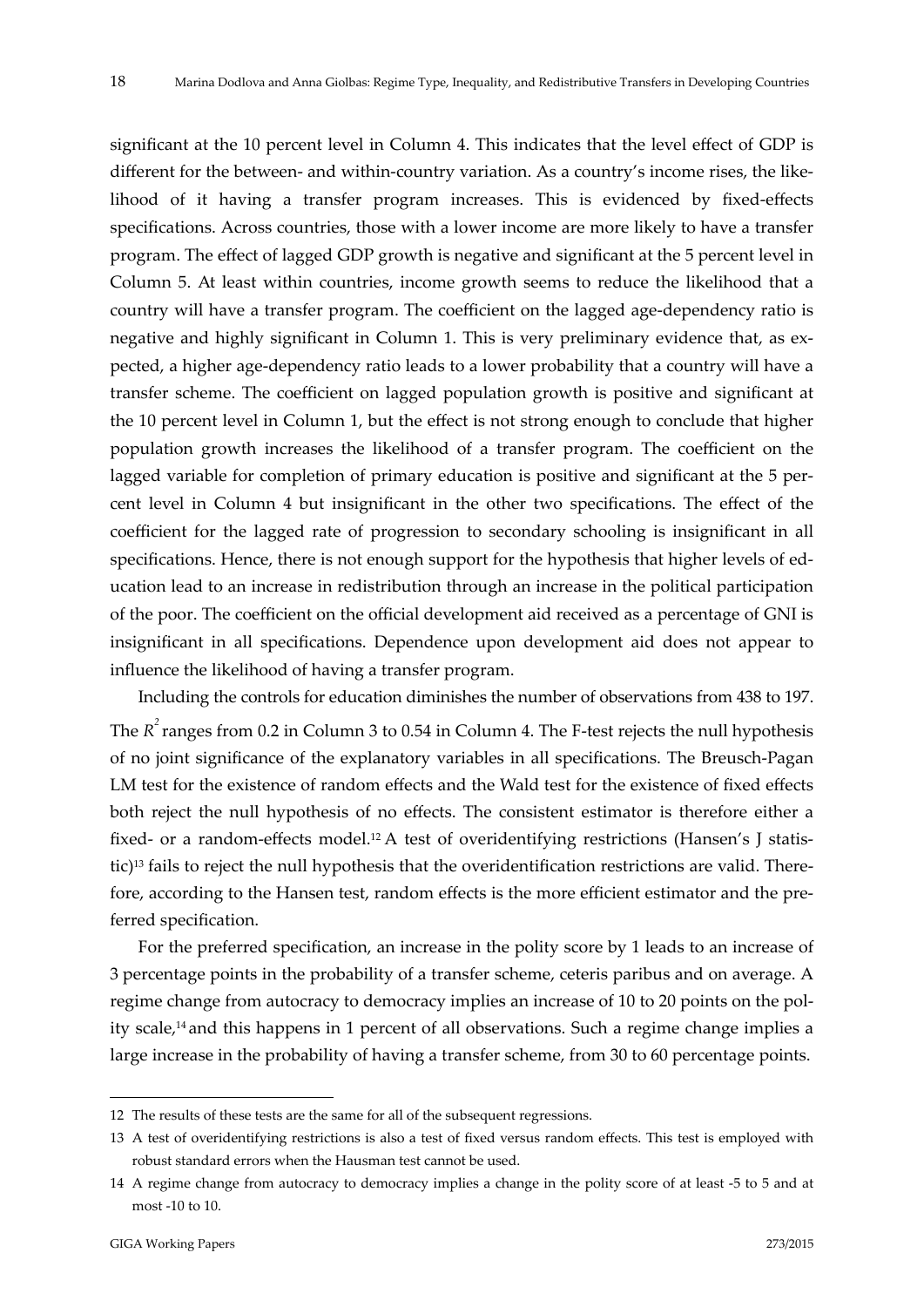significant at the 10 percent level in Column 4. This indicates that the level effect of GDP is different for the between- and within-country variation. As a country's income rises, the likelihood of it having a transfer program increases. This is evidenced by fixed-effects specifications. Across countries, those with a lower income are more likely to have a transfer program. The effect of lagged GDP growth is negative and significant at the 5 percent level in Column 5. At least within countries, income growth seems to reduce the likelihood that a country will have a transfer program. The coefficient on the lagged age-dependency ratio is negative and highly significant in Column 1. This is very preliminary evidence that, as expected, a higher age-dependency ratio leads to a lower probability that a country will have a transfer scheme. The coefficient on lagged population growth is positive and significant at the 10 percent level in Column 1, but the effect is not strong enough to conclude that higher population growth increases the likelihood of a transfer program. The coefficient on the lagged variable for completion of primary education is positive and significant at the 5 percent level in Column 4 but insignificant in the other two specifications. The effect of the coefficient for the lagged rate of progression to secondary schooling is insignificant in all specifications. Hence, there is not enough support for the hypothesis that higher levels of education lead to an increase in redistribution through an increase in the political participation of the poor. The coefficient on the official development aid received as a percentage of GNI is insignificant in all specifications. Dependence upon development aid does not appear to influence the likelihood of having a transfer program.

Including the controls for education diminishes the number of observations from 438 to 197. The $R^2$ ranges from 0.2 in Column 3 to 0.54 in Column 4. The F-test rejects the null hypothesis of no joint significance of the explanatory variables in all specifications. The Breusch-Pagan LM test for the existence of random effects and the Wald test for the existence of fixed effects both reject the null hypothesis of no effects. The consistent estimator is therefore either a fixed- or a random-effects model.[12] A test of overidentifying restrictions (Hansen's J statistic)[13] fails to reject the null hypothesis that the overidentification restrictions are valid. Therefore, according to the Hansen test, random effects is the more efficient estimator and the preferred specification.

For the preferred specification, an increase in the polity score by 1 leads to an increase of 3 percentage points in the probability of a transfer scheme, ceteris paribus and on average. A regime change from autocracy to democracy implies an increase of 10 to 20 points on the polity scale,[14] and this happens in 1 percent of all observations. Such a regime change implies a large increase in the probability of having a transfer scheme, from 30 to 60 percentage points.

---

12 The results of these tests are the same for all of the subsequent regressions.

13 A test of overidentifying restrictions is also a test of fixed versus random effects. This test is employed with robust standard errors when the Hausman test cannot be used.

14 A regime change from autocracy to democracy implies a change in the polity score of at least -5 to 5 and at most -10 to 10.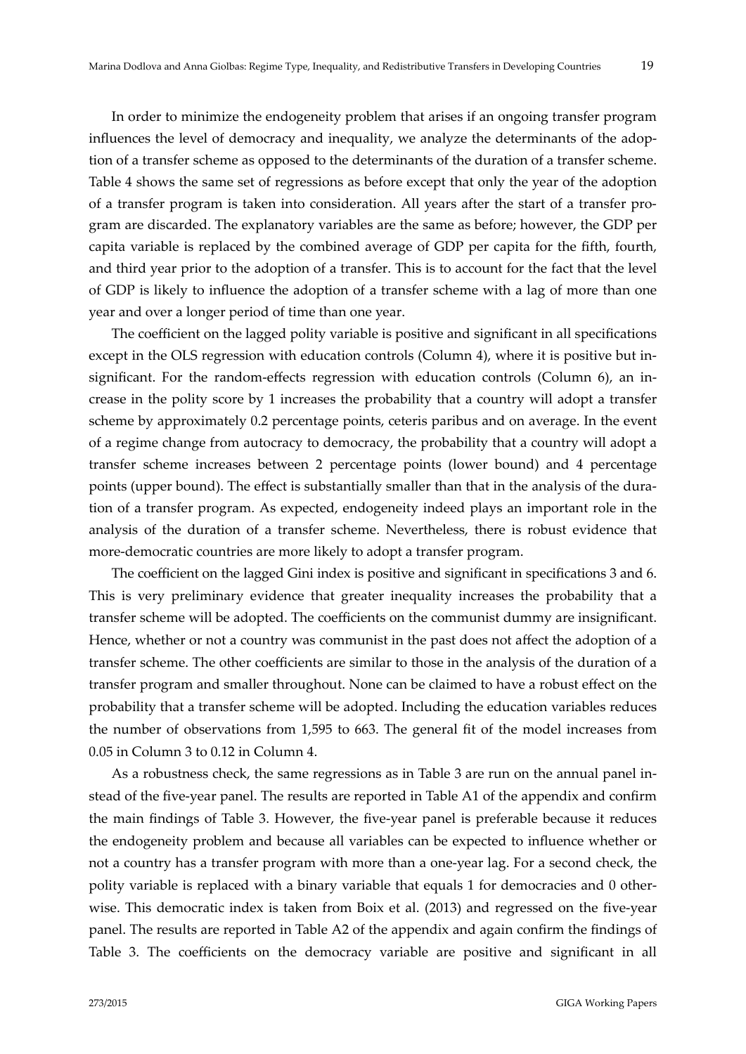In order to minimize the endogeneity problem that arises if an ongoing transfer program influences the level of democracy and inequality, we analyze the determinants of the adoption of a transfer scheme as opposed to the determinants of the duration of a transfer scheme. Table 4 shows the same set of regressions as before except that only the year of the adoption of a transfer program is taken into consideration. All years after the start of a transfer program are discarded. The explanatory variables are the same as before; however, the GDP per capita variable is replaced by the combined average of GDP per capita for the fifth, fourth, and third year prior to the adoption of a transfer. This is to account for the fact that the level of GDP is likely to influence the adoption of a transfer scheme with a lag of more than one year and over a longer period of time than one year.

The coefficient on the lagged polity variable is positive and significant in all specifications except in the OLS regression with education controls (Column 4), where it is positive but insignificant. For the random-effects regression with education controls (Column 6), an increase in the polity score by 1 increases the probability that a country will adopt a transfer scheme by approximately 0.2 percentage points, ceteris paribus and on average. In the event of a regime change from autocracy to democracy, the probability that a country will adopt a transfer scheme increases between 2 percentage points (lower bound) and 4 percentage points (upper bound). The effect is substantially smaller than that in the analysis of the duration of a transfer program. As expected, endogeneity indeed plays an important role in the analysis of the duration of a transfer scheme. Nevertheless, there is robust evidence that more-democratic countries are more likely to adopt a transfer program.

The coefficient on the lagged Gini index is positive and significant in specifications 3 and 6. This is very preliminary evidence that greater inequality increases the probability that a transfer scheme will be adopted. The coefficients on the communist dummy are insignificant. Hence, whether or not a country was communist in the past does not affect the adoption of a transfer scheme. The other coefficients are similar to those in the analysis of the duration of a transfer program and smaller throughout. None can be claimed to have a robust effect on the probability that a transfer scheme will be adopted. Including the education variables reduces the number of observations from 1,595 to 663. The general fit of the model increases from 0.05 in Column 3 to 0.12 in Column 4.

As a robustness check, the same regressions as in Table 3 are run on the annual panel instead of the five-year panel. The results are reported in Table A1 of the appendix and confirm the main findings of Table 3. However, the five-year panel is preferable because it reduces the endogeneity problem and because all variables can be expected to influence whether or not a country has a transfer program with more than a one-year lag. For a second check, the polity variable is replaced with a binary variable that equals 1 for democracies and 0 otherwise. This democratic index is taken from Boix et al. (2013) and regressed on the five-year panel. The results are reported in Table A2 of the appendix and again confirm the findings of Table 3. The coefficients on the democracy variable are positive and significant in all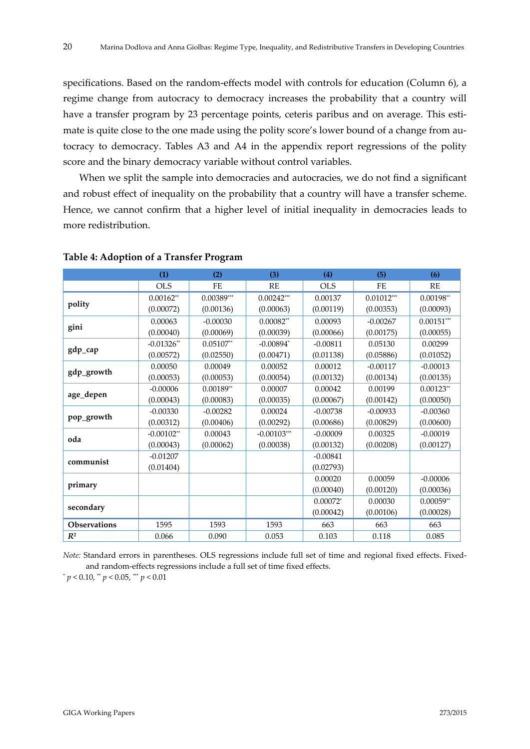specifications. Based on the random-effects model with controls for education (Column 6), a regime change from autocracy to democracy increases the probability that a country will have a transfer program by 23 percentage points, ceteris paribus and on average. This estimate is quite close to the one made using the polity score's lower bound of a change from autocracy to democracy. Tables A3 and A4 in the appendix report regressions of the polity score and the binary democracy variable without control variables.

When we split the sample into democracies and autocracies, we do not find a significant and robust effect of inequality on the probability that a country will have a transfer scheme. Hence, we cannot confirm that a higher level of initial inequality in democracies leads to more redistribution.

**Table 4: Adoption of a Transfer Program**

| | (1) | (2) | (3) | (4) | (5) | (6) |
|---|---|---|---|---|---|---|
| | OLS | FE | RE | OLS | FE | RE |
| **polity** | 0.00162** | 0.00389*** | 0.00242*** | 0.00137 | 0.01012*** | 0.00198** |
| | (0.00072) | (0.00136) | (0.00063) | (0.00119) | (0.00353) | (0.00093) |
| **gini** | 0.00063 | -0.00030 | 0.00082** | 0.00093 | -0.00267 | 0.00151*** |
| | (0.00040) | (0.00069) | (0.00039) | (0.00066) | (0.00175) | (0.00055) |
| **gdp_cap** | -0.01326** | 0.05107** | -0.00894* | -0.00811 | 0.05130 | 0.00299 |
| | (0.00572) | (0.02550) | (0.00471) | (0.01138) | (0.05886) | (0.01052) |
| **gdp_growth** | 0.00050 | 0.00049 | 0.00052 | 0.00012 | -0.00117 | -0.00013 |
| | (0.00053) | (0.00053) | (0.00054) | (0.00132) | (0.00134) | (0.00135) |
| **age_depen** | -0.00006 | 0.00189** | 0.00007 | 0.00042 | 0.00199 | 0.00123** |
| | (0.00043) | (0.00083) | (0.00035) | (0.00067) | (0.00142) | (0.00050) |
| **pop_growth** | -0.00330 | -0.00282 | 0.00024 | -0.00738 | -0.00933 | -0.00360 |
| | (0.00312) | (0.00406) | (0.00292) | (0.00686) | (0.00829) | (0.00600) |
| **oda** | -0.00102** | 0.00043 | -0.00103*** | -0.00009 | 0.00325 | -0.00019 |
| | (0.00043) | (0.00062) | (0.00038) | (0.00132) | (0.00208) | (0.00127) |
| **communist** | -0.01207 | | | -0.00841 | | |
| | (0.01404) | | | (0.02793) | | |
| **primary** | | | | 0.00020 | 0.00059 | -0.00006 |
| | | | | (0.00040) | (0.00120) | (0.00036) |
| **secondary** | | | | 0.00072* | 0.00030 | 0.00059** |
| | | | | (0.00042) | (0.00106) | (0.00028) |
| **Observations** | 1595 | 1593 | 1593 | 663 | 663 | 663 |
| $R^2$ | 0.066 | 0.090 | 0.053 | 0.103 | 0.118 | 0.085 |

*Note:* Standard errors in parentheses. OLS regressions include full set of time and regional fixed effects. Fixed- and random-effects regressions include a full set of time fixed effects.

\* $p < 0.10$, ** $p < 0.05$, *** $p < 0.01$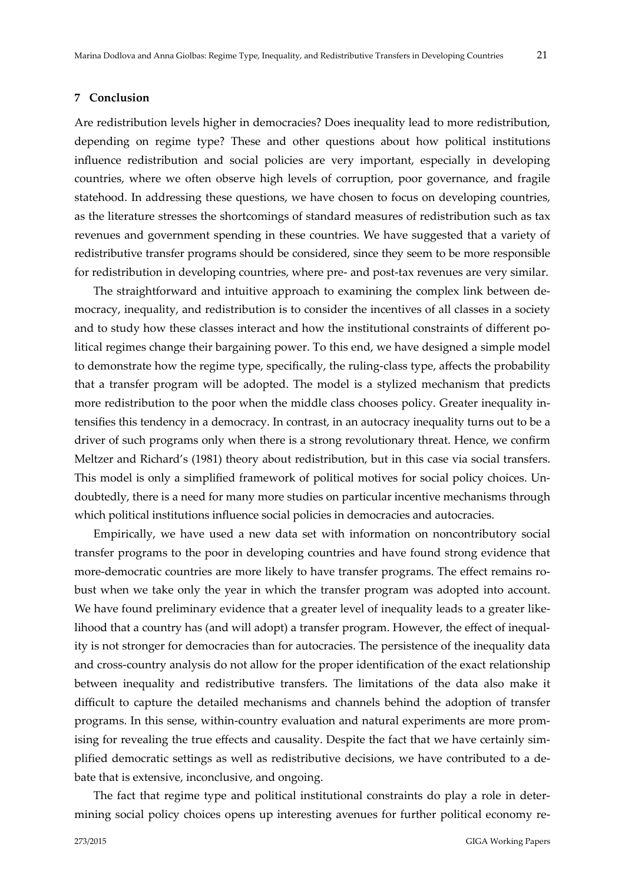## 7 Conclusion

Are redistribution levels higher in democracies? Does inequality lead to more redistribution, depending on regime type? These and other questions about how political institutions influence redistribution and social policies are very important, especially in developing countries, where we often observe high levels of corruption, poor governance, and fragile statehood. In addressing these questions, we have chosen to focus on developing countries, as the literature stresses the shortcomings of standard measures of redistribution such as tax revenues and government spending in these countries. We have suggested that a variety of redistributive transfer programs should be considered, since they seem to be more responsible for redistribution in developing countries, where pre- and post-tax revenues are very similar.

The straightforward and intuitive approach to examining the complex link between democracy, inequality, and redistribution is to consider the incentives of all classes in a society and to study how these classes interact and how the institutional constraints of different political regimes change their bargaining power. To this end, we have designed a simple model to demonstrate how the regime type, specifically, the ruling-class type, affects the probability that a transfer program will be adopted. The model is a stylized mechanism that predicts more redistribution to the poor when the middle class chooses policy. Greater inequality intensifies this tendency in a democracy. In contrast, in an autocracy inequality turns out to be a driver of such programs only when there is a strong revolutionary threat. Hence, we confirm Meltzer and Richard's (1981) theory about redistribution, but in this case via social transfers. This model is only a simplified framework of political motives for social policy choices. Undoubtedly, there is a need for many more studies on particular incentive mechanisms through which political institutions influence social policies in democracies and autocracies.

Empirically, we have used a new data set with information on noncontributory social transfer programs to the poor in developing countries and have found strong evidence that more-democratic countries are more likely to have transfer programs. The effect remains robust when we take only the year in which the transfer program was adopted into account. We have found preliminary evidence that a greater level of inequality leads to a greater likelihood that a country has (and will adopt) a transfer program. However, the effect of inequality is not stronger for democracies than for autocracies. The persistence of the inequality data and cross-country analysis do not allow for the proper identification of the exact relationship between inequality and redistributive transfers. The limitations of the data also make it difficult to capture the detailed mechanisms and channels behind the adoption of transfer programs. In this sense, within-country evaluation and natural experiments are more promising for revealing the true effects and causality. Despite the fact that we have certainly simplified democratic settings as well as redistributive decisions, we have contributed to a debate that is extensive, inconclusive, and ongoing.

The fact that regime type and political institutional constraints do play a role in determining social policy choices opens up interesting avenues for further political economy re-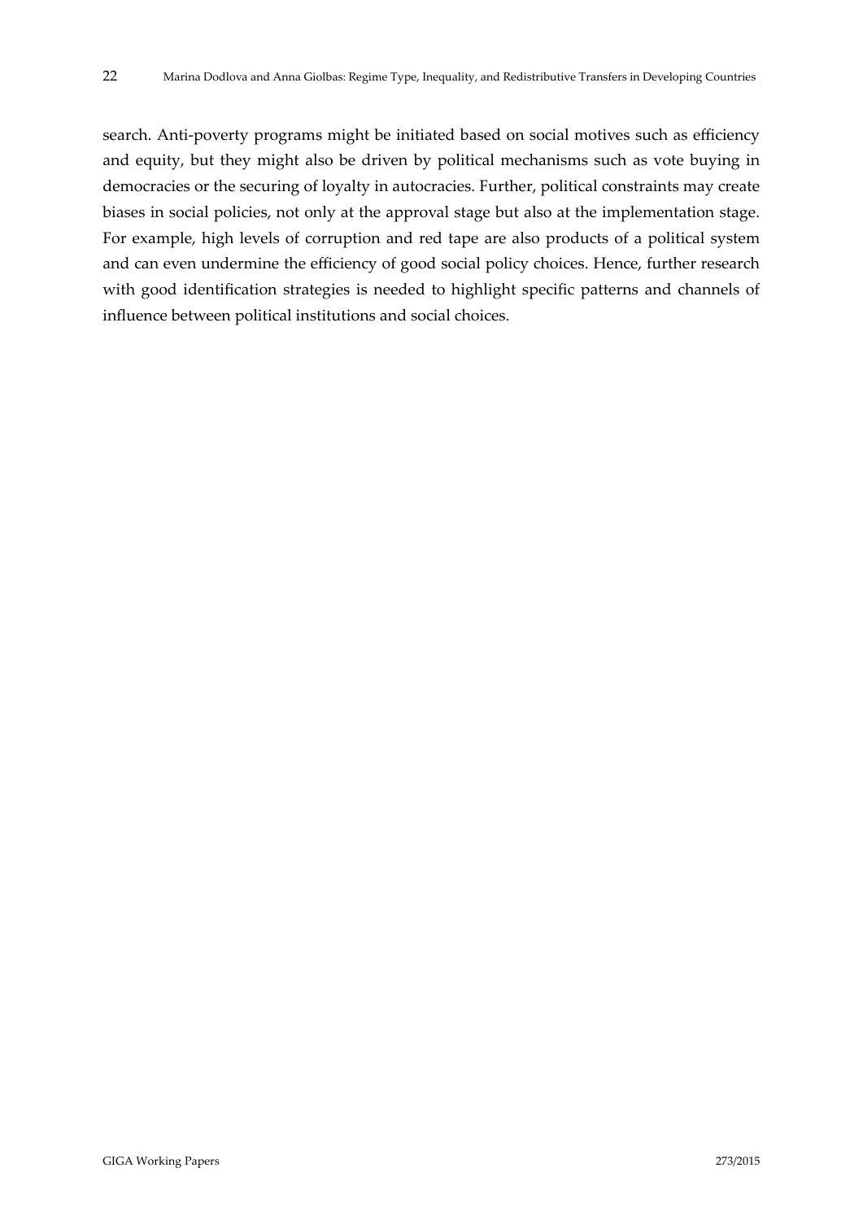search. Anti-poverty programs might be initiated based on social motives such as efficiency and equity, but they might also be driven by political mechanisms such as vote buying in democracies or the securing of loyalty in autocracies. Further, political constraints may create biases in social policies, not only at the approval stage but also at the implementation stage. For example, high levels of corruption and red tape are also products of a political system and can even undermine the efficiency of good social policy choices. Hence, further research with good identification strategies is needed to highlight specific patterns and channels of influence between political institutions and social choices.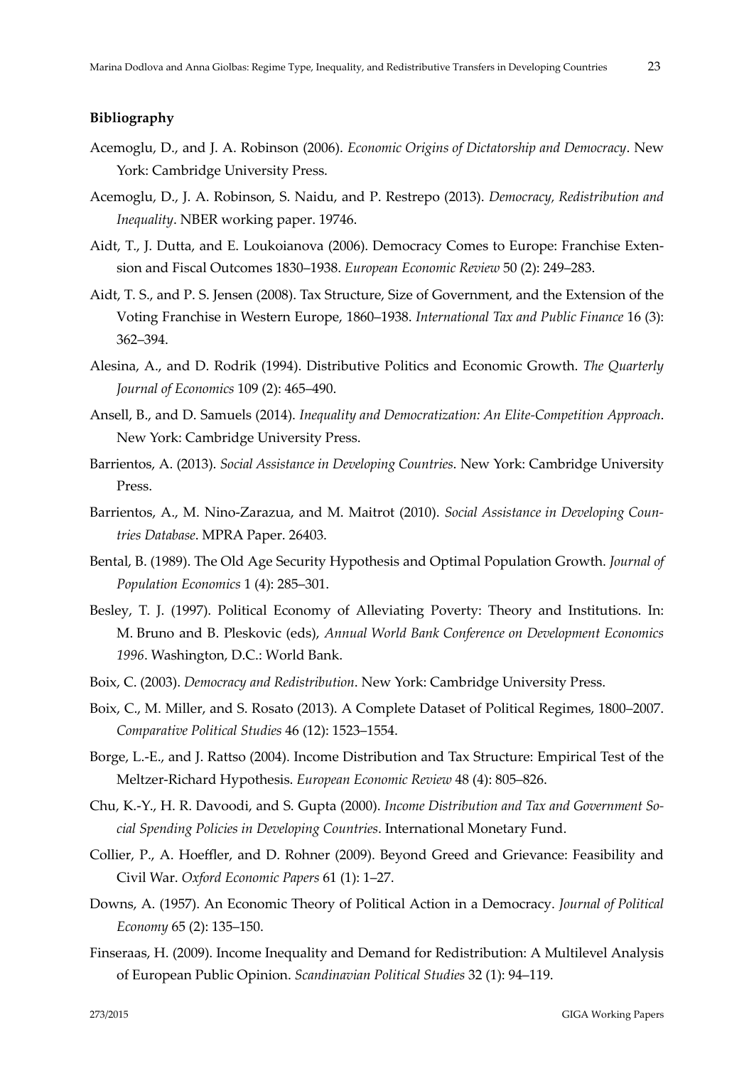**Bibliography**

Acemoglu, D., and J. A. Robinson (2006). *Economic Origins of Dictatorship and Democracy*. New York: Cambridge University Press.

Acemoglu, D., J. A. Robinson, S. Naidu, and P. Restrepo (2013). *Democracy, Redistribution and Inequality*. NBER working paper. 19746.

Aidt, T., J. Dutta, and E. Loukoianova (2006). Democracy Comes to Europe: Franchise Extension and Fiscal Outcomes 1830–1938. *European Economic Review* 50 (2): 249–283.

Aidt, T. S., and P. S. Jensen (2008). Tax Structure, Size of Government, and the Extension of the Voting Franchise in Western Europe, 1860–1938. *International Tax and Public Finance* 16 (3): 362–394.

Alesina, A., and D. Rodrik (1994). Distributive Politics and Economic Growth. *The Quarterly Journal of Economics* 109 (2): 465–490.

Ansell, B., and D. Samuels (2014). *Inequality and Democratization: An Elite-Competition Approach*. New York: Cambridge University Press.

Barrientos, A. (2013). *Social Assistance in Developing Countries*. New York: Cambridge University Press.

Barrientos, A., M. Nino-Zarazua, and M. Maitrot (2010). *Social Assistance in Developing Countries Database*. MPRA Paper. 26403.

Bental, B. (1989). The Old Age Security Hypothesis and Optimal Population Growth. *Journal of Population Economics* 1 (4): 285–301.

Besley, T. J. (1997). Political Economy of Alleviating Poverty: Theory and Institutions. In: M. Bruno and B. Pleskovic (eds), *Annual World Bank Conference on Development Economics 1996*. Washington, D.C.: World Bank.

Boix, C. (2003). *Democracy and Redistribution*. New York: Cambridge University Press.

Boix, C., M. Miller, and S. Rosato (2013). A Complete Dataset of Political Regimes, 1800–2007. *Comparative Political Studies* 46 (12): 1523–1554.

Borge, L.-E., and J. Rattso (2004). Income Distribution and Tax Structure: Empirical Test of the Meltzer-Richard Hypothesis. *European Economic Review* 48 (4): 805–826.

Chu, K.-Y., H. R. Davoodi, and S. Gupta (2000). *Income Distribution and Tax and Government Social Spending Policies in Developing Countries*. International Monetary Fund.

Collier, P., A. Hoeffler, and D. Rohner (2009). Beyond Greed and Grievance: Feasibility and Civil War. *Oxford Economic Papers* 61 (1): 1–27.

Downs, A. (1957). An Economic Theory of Political Action in a Democracy. *Journal of Political Economy* 65 (2): 135–150.

Finseraas, H. (2009). Income Inequality and Demand for Redistribution: A Multilevel Analysis of European Public Opinion. *Scandinavian Political Studies* 32 (1): 94–119.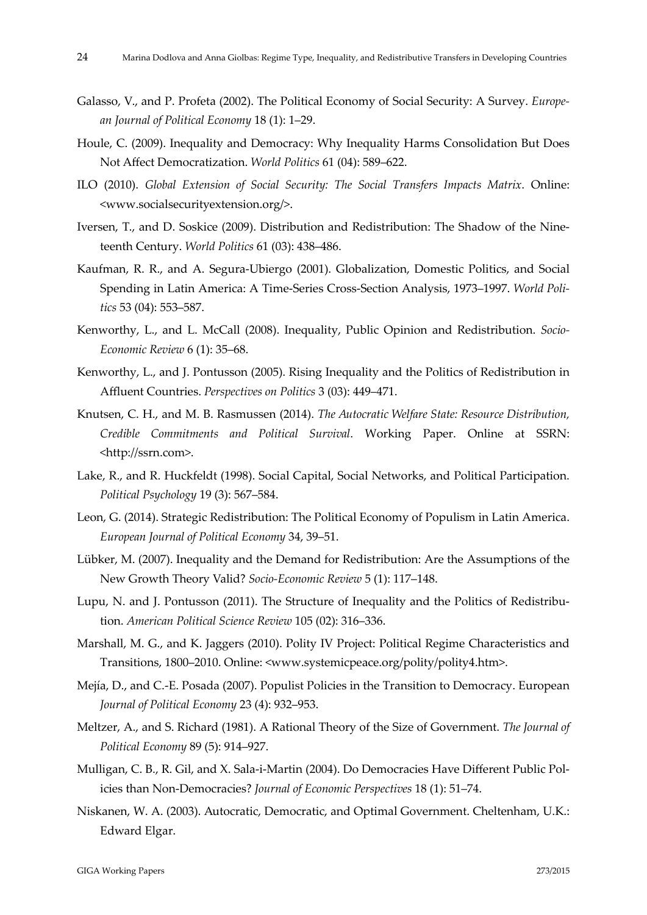Galasso, V., and P. Profeta (2002). The Political Economy of Social Security: A Survey. *European Journal of Political Economy* 18 (1): 1–29.

Houle, C. (2009). Inequality and Democracy: Why Inequality Harms Consolidation But Does Not Affect Democratization. *World Politics* 61 (04): 589–622.

ILO (2010). *Global Extension of Social Security: The Social Transfers Impacts Matrix*. Online: <www.socialsecurityextension.org/>.

Iversen, T., and D. Soskice (2009). Distribution and Redistribution: The Shadow of the Nineteenth Century. *World Politics* 61 (03): 438–486.

Kaufman, R. R., and A. Segura-Ubiergo (2001). Globalization, Domestic Politics, and Social Spending in Latin America: A Time-Series Cross-Section Analysis, 1973–1997. *World Politics* 53 (04): 553–587.

Kenworthy, L., and L. McCall (2008). Inequality, Public Opinion and Redistribution. *Socio-Economic Review* 6 (1): 35–68.

Kenworthy, L., and J. Pontusson (2005). Rising Inequality and the Politics of Redistribution in Affluent Countries. *Perspectives on Politics* 3 (03): 449–471.

Knutsen, C. H., and M. B. Rasmussen (2014). *The Autocratic Welfare State: Resource Distribution, Credible Commitments and Political Survival*. Working Paper. Online at SSRN: <http://ssrn.com>.

Lake, R., and R. Huckfeldt (1998). Social Capital, Social Networks, and Political Participation. *Political Psychology* 19 (3): 567–584.

Leon, G. (2014). Strategic Redistribution: The Political Economy of Populism in Latin America. *European Journal of Political Economy* 34, 39–51.

Lübker, M. (2007). Inequality and the Demand for Redistribution: Are the Assumptions of the New Growth Theory Valid? *Socio-Economic Review* 5 (1): 117–148.

Lupu, N. and J. Pontusson (2011). The Structure of Inequality and the Politics of Redistribution. *American Political Science Review* 105 (02): 316–336.

Marshall, M. G., and K. Jaggers (2010). Polity IV Project: Political Regime Characteristics and Transitions, 1800–2010. Online: <www.systemicpeace.org/polity/polity4.htm>.

Mejía, D., and C.-E. Posada (2007). Populist Policies in the Transition to Democracy. European *Journal of Political Economy* 23 (4): 932–953.

Meltzer, A., and S. Richard (1981). A Rational Theory of the Size of Government. *The Journal of Political Economy* 89 (5): 914–927.

Mulligan, C. B., R. Gil, and X. Sala-i-Martin (2004). Do Democracies Have Different Public Policies than Non-Democracies? *Journal of Economic Perspectives* 18 (1): 51–74.

Niskanen, W. A. (2003). Autocratic, Democratic, and Optimal Government. Cheltenham, U.K.: Edward Elgar.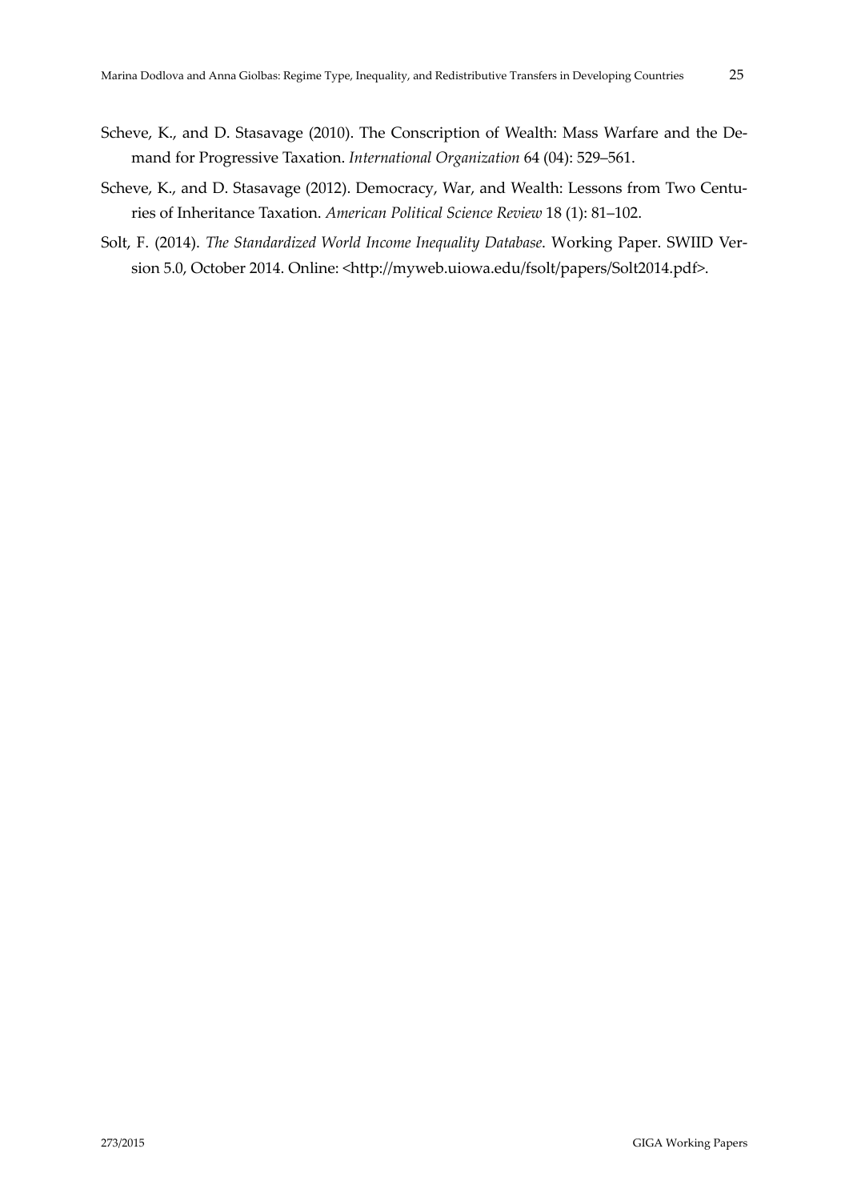Scheve, K., and D. Stasavage (2010). The Conscription of Wealth: Mass Warfare and the Demand for Progressive Taxation. *International Organization* 64 (04): 529–561.

Scheve, K., and D. Stasavage (2012). Democracy, War, and Wealth: Lessons from Two Centuries of Inheritance Taxation. *American Political Science Review* 18 (1): 81–102.

Solt, F. (2014). *The Standardized World Income Inequality Database*. Working Paper. SWIID Version 5.0, October 2014. Online: <http://myweb.uiowa.edu/fsolt/papers/Solt2014.pdf>.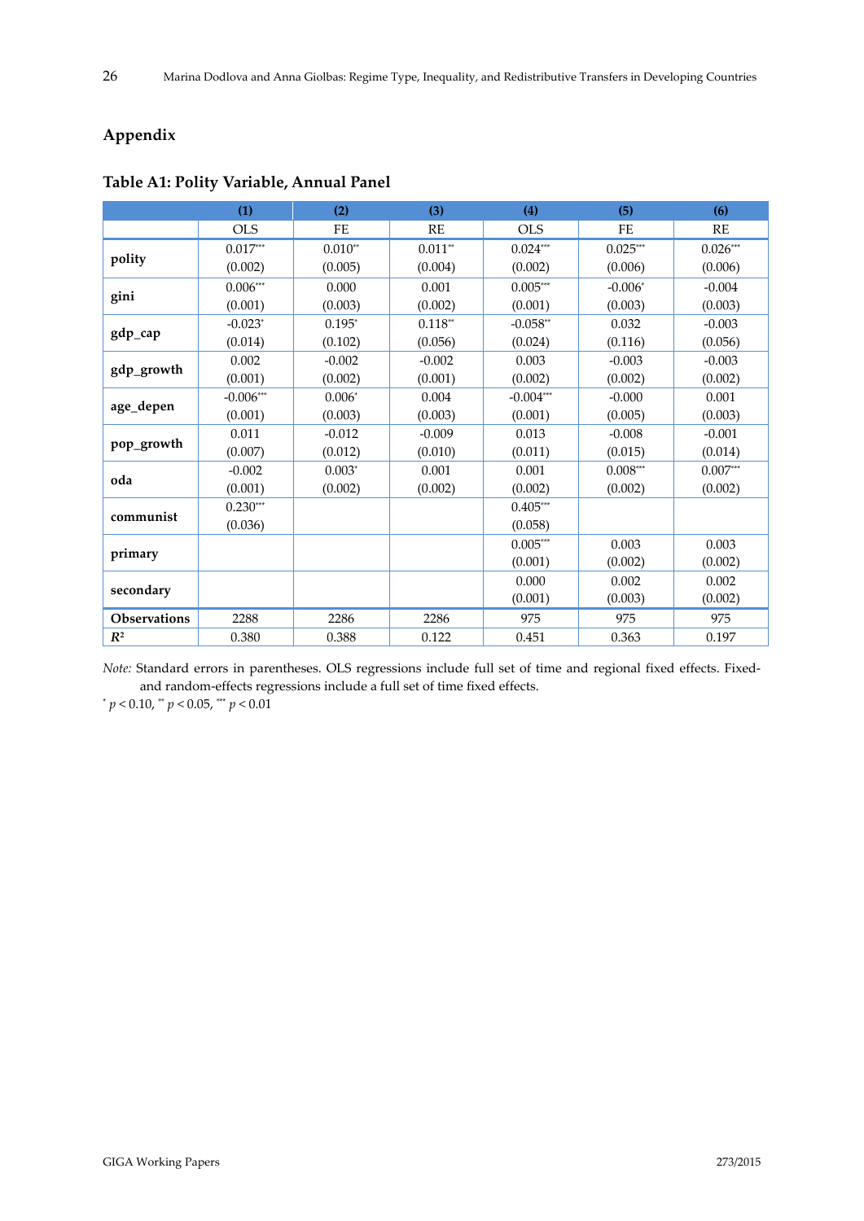## Appendix

**Table A1: Polity Variable, Annual Panel**

| | (1) | (2) | (3) | (4) | (5) | (6) |
|---|---|---|---|---|---|---|
| | OLS | FE | RE | OLS | FE | RE |
| **polity** | 0.017*** | 0.010** | 0.011** | 0.024*** | 0.025*** | 0.026*** |
| | (0.002) | (0.005) | (0.004) | (0.002) | (0.006) | (0.006) |
| **gini** | 0.006*** | 0.000 | 0.001 | 0.005*** | -0.006* | -0.004 |
| | (0.001) | (0.003) | (0.002) | (0.001) | (0.003) | (0.003) |
| **gdp_cap** | -0.023* | 0.195* | 0.118** | -0.058** | 0.032 | -0.003 |
| | (0.014) | (0.102) | (0.056) | (0.024) | (0.116) | (0.056) |
| **gdp_growth** | 0.002 | -0.002 | -0.002 | 0.003 | -0.003 | -0.003 |
| | (0.001) | (0.002) | (0.001) | (0.002) | (0.002) | (0.002) |
| **age_depen** | -0.006*** | 0.006* | 0.004 | -0.004*** | -0.000 | 0.001 |
| | (0.001) | (0.003) | (0.003) | (0.001) | (0.005) | (0.003) |
| **pop_growth** | 0.011 | -0.012 | -0.009 | 0.013 | -0.008 | -0.001 |
| | (0.007) | (0.012) | (0.010) | (0.011) | (0.015) | (0.014) |
| **oda** | -0.002 | 0.003* | 0.001 | 0.001 | 0.008*** | 0.007*** |
| | (0.001) | (0.002) | (0.002) | (0.002) | (0.002) | (0.002) |
| **communist** | 0.230*** | | | 0.405*** | | |
| | (0.036) | | | (0.058) | | |
| **primary** | | | | 0.005*** | 0.003 | 0.003 |
| | | | | (0.001) | (0.002) | (0.002) |
| **secondary** | | | | 0.000 | 0.002 | 0.002 |
| | | | | (0.001) | (0.003) | (0.002) |
| **Observations** | 2288 | 2286 | 2286 | 975 | 975 | 975 |
| $R^2$ | 0.380 | 0.388 | 0.122 | 0.451 | 0.363 | 0.197 |

*Note:* Standard errors in parentheses. OLS regressions include full set of time and regional fixed effects. Fixed- and random-effects regressions include a full set of time fixed effects.

\* $p < 0.10$, \*\* $p < 0.05$, \*\*\* $p < 0.01$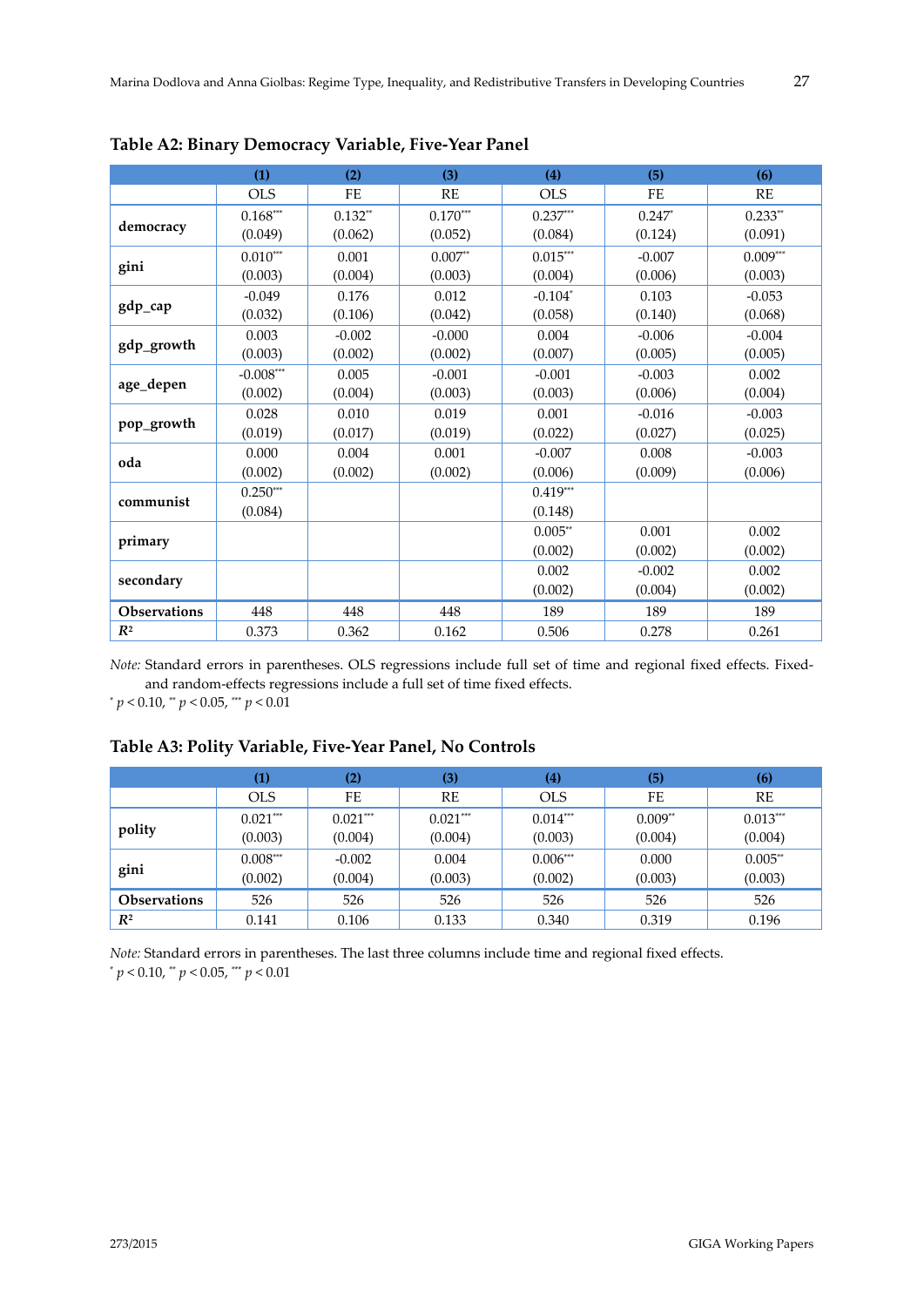**Table A2: Binary Democracy Variable, Five-Year Panel**

| | (1) | (2) | (3) | (4) | (5) | (6) |
|---|---|---|---|---|---|---|
| | OLS | FE | RE | OLS | FE | RE |
| **democracy** | 0.168*** | 0.132** | 0.170*** | 0.237*** | 0.247* | 0.233** |
| | (0.049) | (0.062) | (0.052) | (0.084) | (0.124) | (0.091) |
| **gini** | 0.010*** | 0.001 | 0.007** | 0.015*** | -0.007 | 0.009*** |
| | (0.003) | (0.004) | (0.003) | (0.004) | (0.006) | (0.003) |
| **gdp_cap** | -0.049 | 0.176 | 0.012 | -0.104* | 0.103 | -0.053 |
| | (0.032) | (0.106) | (0.042) | (0.058) | (0.140) | (0.068) |
| **gdp_growth** | 0.003 | -0.002 | -0.000 | 0.004 | -0.006 | -0.004 |
| | (0.003) | (0.002) | (0.002) | (0.007) | (0.005) | (0.005) |
| **age_depen** | -0.008*** | 0.005 | -0.001 | -0.001 | -0.003 | 0.002 |
| | (0.002) | (0.004) | (0.003) | (0.003) | (0.006) | (0.004) |
| **pop_growth** | 0.028 | 0.010 | 0.019 | 0.001 | -0.016 | -0.003 |
| | (0.019) | (0.017) | (0.019) | (0.022) | (0.027) | (0.025) |
| **oda** | 0.000 | 0.004 | 0.001 | -0.007 | 0.008 | -0.003 |
| | (0.002) | (0.002) | (0.002) | (0.006) | (0.009) | (0.006) |
| **communist** | 0.250*** | | | 0.419*** | | |
| | (0.084) | | | (0.148) | | |
| **primary** | | | | 0.005** | 0.001 | 0.002 |
| | | | | (0.002) | (0.002) | (0.002) |
| **secondary** | | | | 0.002 | -0.002 | 0.002 |
| | | | | (0.002) | (0.004) | (0.002) |
| **Observations** | 448 | 448 | 448 | 189 | 189 | 189 |
| $R^2$ | 0.373 | 0.362 | 0.162 | 0.506 | 0.278 | 0.261 |

*Note:* Standard errors in parentheses. OLS regressions include full set of time and regional fixed effects. Fixed- and random-effects regressions include a full set of time fixed effects.
\* $p < 0.10$, \*\* $p < 0.05$, \*\*\* $p < 0.01$

**Table A3: Polity Variable, Five-Year Panel, No Controls**

| | (1) | (2) | (3) | (4) | (5) | (6) |
|---|---|---|---|---|---|---|
| | OLS | FE | RE | OLS | FE | RE |
| **polity** | 0.021*** | 0.021*** | 0.021*** | 0.014*** | 0.009** | 0.013*** |
| | (0.003) | (0.004) | (0.004) | (0.003) | (0.004) | (0.004) |
| **gini** | 0.008*** | -0.002 | 0.004 | 0.006*** | 0.000 | 0.005** |
| | (0.002) | (0.004) | (0.003) | (0.002) | (0.003) | (0.003) |
| **Observations** | 526 | 526 | 526 | 526 | 526 | 526 |
| $R^2$ | 0.141 | 0.106 | 0.133 | 0.340 | 0.319 | 0.196 |

*Note:* Standard errors in parentheses. The last three columns include time and regional fixed effects.
\* $p < 0.10$, \*\* $p < 0.05$, \*\*\* $p < 0.01$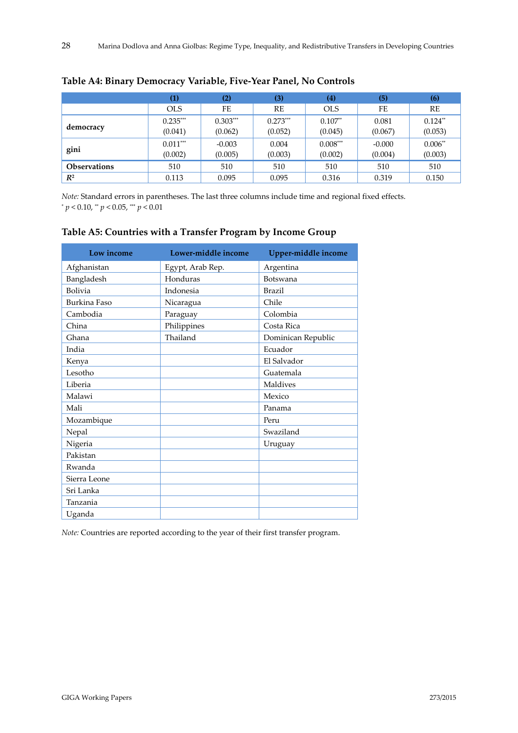**Table A4: Binary Democracy Variable, Five-Year Panel, No Controls**

| | (1) | (2) | (3) | (4) | (5) | (6) |
|---|---|---|---|---|---|---|
| | OLS | FE | RE | OLS | FE | RE |
| **democracy** | 0.235*** | 0.303*** | 0.273*** | 0.107** | 0.081 | 0.124** |
| | (0.041) | (0.062) | (0.052) | (0.045) | (0.067) | (0.053) |
| **gini** | 0.011*** | -0.003 | 0.004 | 0.008*** | -0.000 | 0.006** |
| | (0.002) | (0.005) | (0.003) | (0.002) | (0.004) | (0.003) |
| **Observations** | 510 | 510 | 510 | 510 | 510 | 510 |
| $R^2$ | 0.113 | 0.095 | 0.095 | 0.316 | 0.319 | 0.150 |

*Note:* Standard errors in parentheses. The last three columns include time and regional fixed effects.
* $p < 0.10$, ** $p < 0.05$, *** $p < 0.01$

**Table A5: Countries with a Transfer Program by Income Group**

| Low income | Lower-middle income | Upper-middle income |
|---|---|---|
| Afghanistan | Egypt, Arab Rep. | Argentina |
| Bangladesh | Honduras | Botswana |
| Bolivia | Indonesia | Brazil |
| Burkina Faso | Nicaragua | Chile |
| Cambodia | Paraguay | Colombia |
| China | Philippines | Costa Rica |
| Ghana | Thailand | Dominican Republic |
| India | | Ecuador |
| Kenya | | El Salvador |
| Lesotho | | Guatemala |
| Liberia | | Maldives |
| Malawi | | Mexico |
| Mali | | Panama |
| Mozambique | | Peru |
| Nepal | | Swaziland |
| Nigeria | | Uruguay |
| Pakistan | | |
| Rwanda | | |
| Sierra Leone | | |
| Sri Lanka | | |
| Tanzania | | |
| Uganda | | |

*Note:* Countries are reported according to the year of their first transfer program.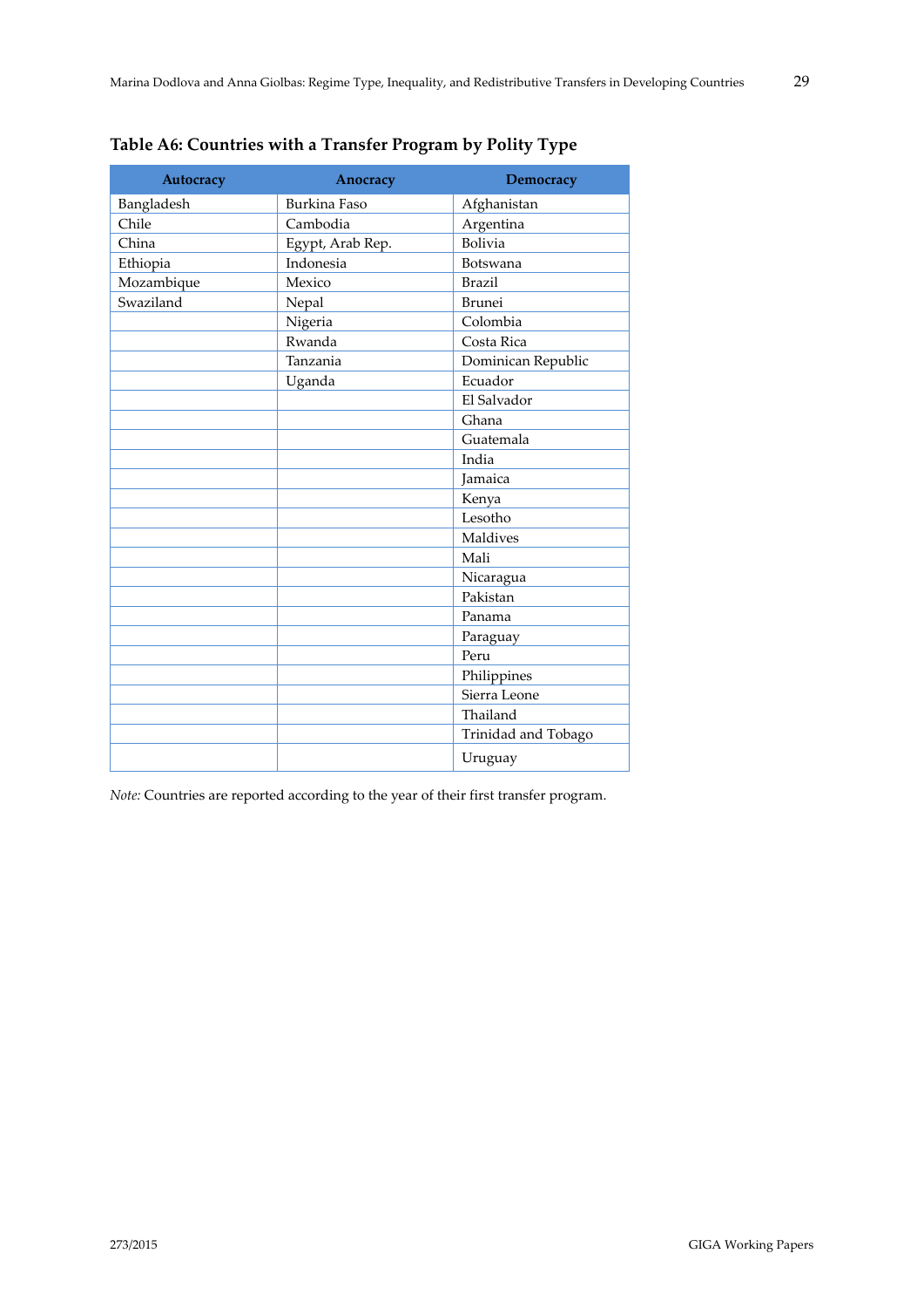**Table A6: Countries with a Transfer Program by Polity Type**

| Autocracy | Anocracy | Democracy |
|---|---|---|
| Bangladesh | Burkina Faso | Afghanistan |
| Chile | Cambodia | Argentina |
| China | Egypt, Arab Rep. | Bolivia |
| Ethiopia | Indonesia | Botswana |
| Mozambique | Mexico | Brazil |
| Swaziland | Nepal | Brunei |
| | Nigeria | Colombia |
| | Rwanda | Costa Rica |
| | Tanzania | Dominican Republic |
| | Uganda | Ecuador |
| | | El Salvador |
| | | Ghana |
| | | Guatemala |
| | | India |
| | | Jamaica |
| | | Kenya |
| | | Lesotho |
| | | Maldives |
| | | Mali |
| | | Nicaragua |
| | | Pakistan |
| | | Panama |
| | | Paraguay |
| | | Peru |
| | | Philippines |
| | | Sierra Leone |
| | | Thailand |
| | | Trinidad and Tobago |
| | | Uruguay |

*Note:* Countries are reported according to the year of their first transfer program.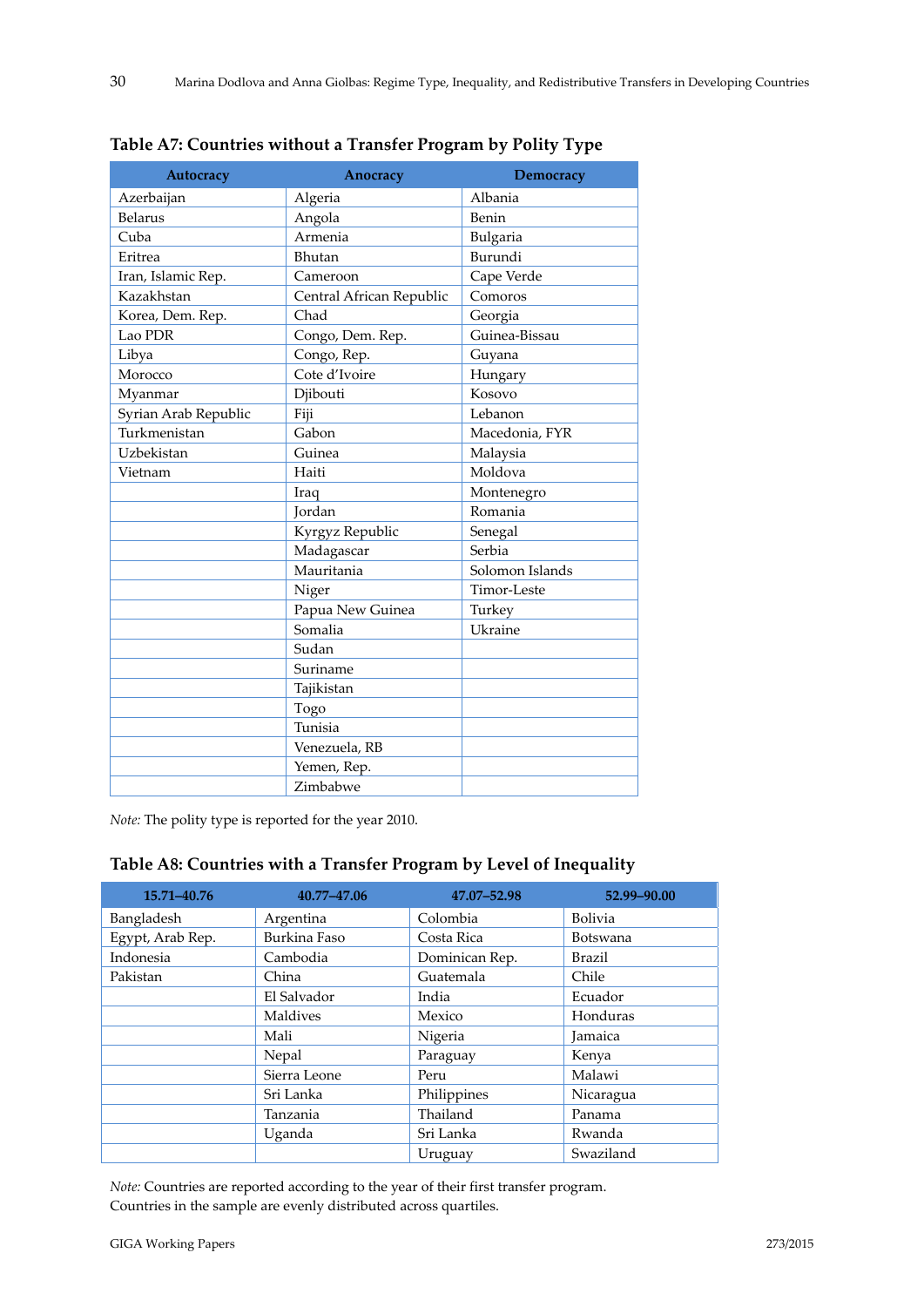**Table A7: Countries without a Transfer Program by Polity Type**

| Autocracy | Anocracy | Democracy |
|---|---|---|
| Azerbaijan | Algeria | Albania |
| Belarus | Angola | Benin |
| Cuba | Armenia | Bulgaria |
| Eritrea | Bhutan | Burundi |
| Iran, Islamic Rep. | Cameroon | Cape Verde |
| Kazakhstan | Central African Republic | Comoros |
| Korea, Dem. Rep. | Chad | Georgia |
| Lao PDR | Congo, Dem. Rep. | Guinea-Bissau |
| Libya | Congo, Rep. | Guyana |
| Morocco | Cote d'Ivoire | Hungary |
| Myanmar | Djibouti | Kosovo |
| Syrian Arab Republic | Fiji | Lebanon |
| Turkmenistan | Gabon | Macedonia, FYR |
| Uzbekistan | Guinea | Malaysia |
| Vietnam | Haiti | Moldova |
| | Iraq | Montenegro |
| | Jordan | Romania |
| | Kyrgyz Republic | Senegal |
| | Madagascar | Serbia |
| | Mauritania | Solomon Islands |
| | Niger | Timor-Leste |
| | Papua New Guinea | Turkey |
| | Somalia | Ukraine |
| | Sudan | |
| | Suriname | |
| | Tajikistan | |
| | Togo | |
| | Tunisia | |
| | Venezuela, RB | |
| | Yemen, Rep. | |
| | Zimbabwe | |

*Note:* The polity type is reported for the year 2010.

**Table A8: Countries with a Transfer Program by Level of Inequality**

| 15.71–40.76 | 40.77–47.06 | 47.07–52.98 | 52.99–90.00 |
|---|---|---|---|
| Bangladesh | Argentina | Colombia | Bolivia |
| Egypt, Arab Rep. | Burkina Faso | Costa Rica | Botswana |
| Indonesia | Cambodia | Dominican Rep. | Brazil |
| Pakistan | China | Guatemala | Chile |
| | El Salvador | India | Ecuador |
| | Maldives | Mexico | Honduras |
| | Mali | Nigeria | Jamaica |
| | Nepal | Paraguay | Kenya |
| | Sierra Leone | Peru | Malawi |
| | Sri Lanka | Philippines | Nicaragua |
| | Tanzania | Thailand | Panama |
| | Uganda | Sri Lanka | Rwanda |
| | | Uruguay | Swaziland |

*Note:* Countries are reported according to the year of their first transfer program. Countries in the sample are evenly distributed across quartiles.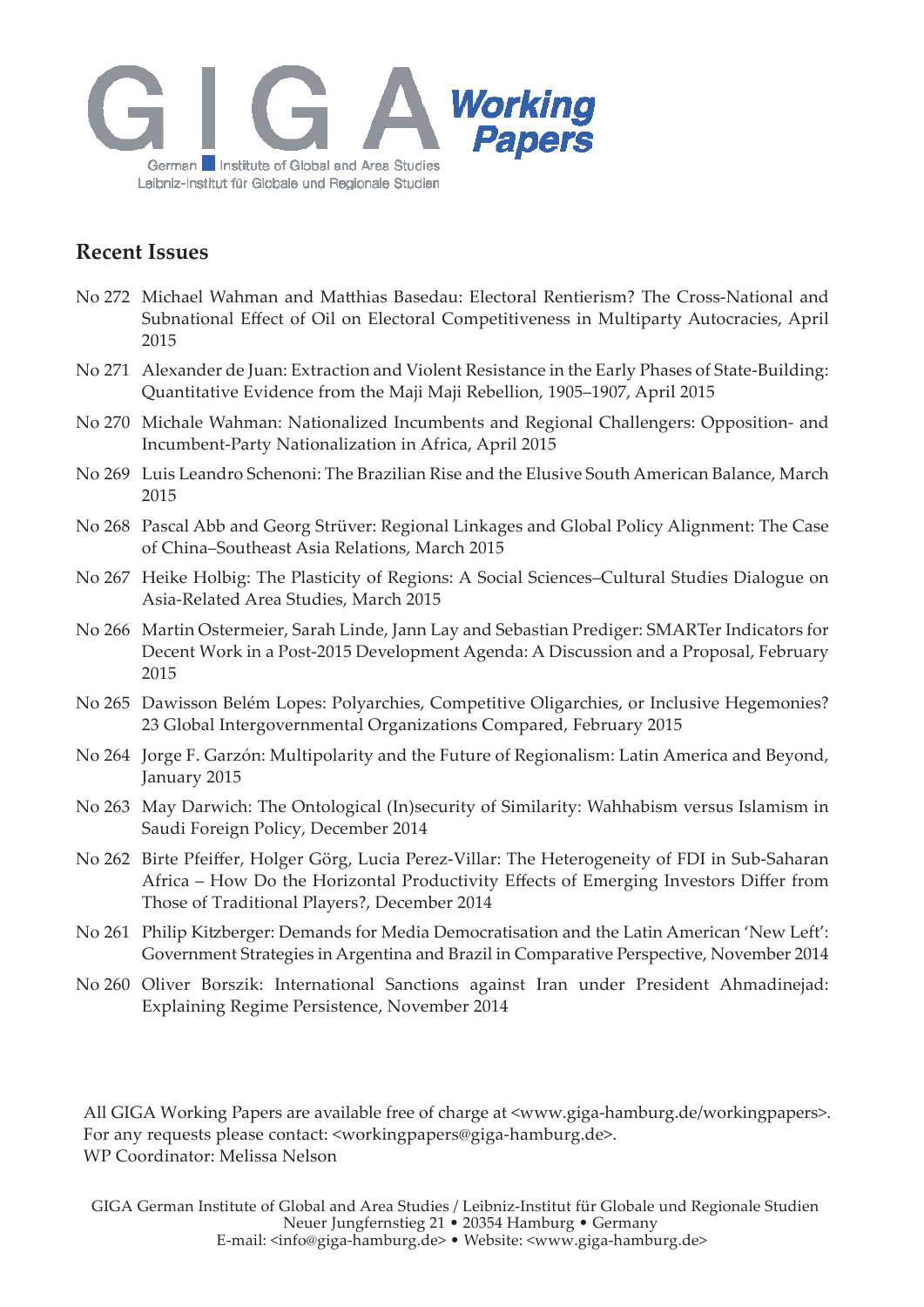GIGA Working Papers

German Institute of Global and Area Studies
Leibniz-Institut für Globale und Regionale Studien

## Recent Issues

No 272 Michael Wahman and Matthias Basedau: Electoral Rentierism? The Cross-National and Subnational Effect of Oil on Electoral Competitiveness in Multiparty Autocracies, April 2015

No 271 Alexander de Juan: Extraction and Violent Resistance in the Early Phases of State-Building: Quantitative Evidence from the Maji Maji Rebellion, 1905–1907, April 2015

No 270 Michale Wahman: Nationalized Incumbents and Regional Challengers: Opposition- and Incumbent-Party Nationalization in Africa, April 2015

No 269 Luis Leandro Schenoni: The Brazilian Rise and the Elusive South American Balance, March 2015

No 268 Pascal Abb and Georg Strüver: Regional Linkages and Global Policy Alignment: The Case of China–Southeast Asia Relations, March 2015

No 267 Heike Holbig: The Plasticity of Regions: A Social Sciences–Cultural Studies Dialogue on Asia-Related Area Studies, March 2015

No 266 Martin Ostermeier, Sarah Linde, Jann Lay and Sebastian Prediger: SMARTer Indicators for Decent Work in a Post-2015 Development Agenda: A Discussion and a Proposal, February 2015

No 265 Dawisson Belém Lopes: Polyarchies, Competitive Oligarchies, or Inclusive Hegemonies? 23 Global Intergovernmental Organizations Compared, February 2015

No 264 Jorge F. Garzón: Multipolarity and the Future of Regionalism: Latin America and Beyond, January 2015

No 263 May Darwich: The Ontological (In)security of Similarity: Wahhabism versus Islamism in Saudi Foreign Policy, December 2014

No 262 Birte Pfeiffer, Holger Görg, Lucia Perez-Villar: The Heterogeneity of FDI in Sub-Saharan Africa – How Do the Horizontal Productivity Effects of Emerging Investors Differ from Those of Traditional Players?, December 2014

No 261 Philip Kitzberger: Demands for Media Democratisation and the Latin American 'New Left': Government Strategies in Argentina and Brazil in Comparative Perspective, November 2014

No 260 Oliver Borszik: International Sanctions against Iran under President Ahmadinejad: Explaining Regime Persistence, November 2014

All GIGA Working Papers are available free of charge at <www.giga-hamburg.de/workingpapers>.
For any requests please contact: <workingpapers@giga-hamburg.de>.
WP Coordinator: Melissa Nelson

GIGA German Institute of Global and Area Studies / Leibniz-Institut für Globale und Regionale Studien
Neuer Jungfernstieg 21 • 20354 Hamburg • Germany
E-mail: <info@giga-hamburg.de> • Website: <www.giga-hamburg.de>